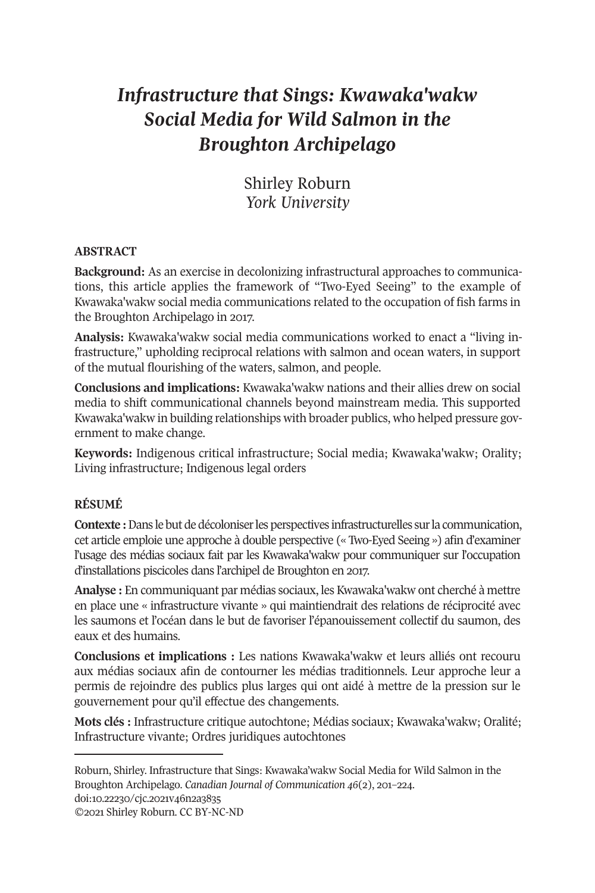# *Infrastructure that Sings: Kwawaka'wakw Social Media for Wild Salmon in the Broughton Archipelago*

Shirley Roburn
*York University*

## ABSTRACT

**Background:** As an exercise in decolonizing infrastructural approaches to communications, this article applies the framework of "Two-Eyed Seeing" to the example of Kwawaka'wakw social media communications related to the occupation of fish farms in the Broughton Archipelago in 2017.

**Analysis:** Kwawaka'wakw social media communications worked to enact a "living infrastructure," upholding reciprocal relations with salmon and ocean waters, in support of the mutual flourishing of the waters, salmon, and people.

**Conclusions and implications:** Kwawaka'wakw nations and their allies drew on social media to shift communicational channels beyond mainstream media. This supported Kwawaka'wakw in building relationships with broader publics, who helped pressure government to make change.

**Keywords:** Indigenous critical infrastructure; Social media; Kwawaka'wakw; Orality; Living infrastructure; Indigenous legal orders

## RÉSUMÉ

**Contexte :** Dans le but de décoloniser les perspectives infrastructurelles sur la communication, cet article emploie une approche à double perspective (« Two-Eyed Seeing ») afin d'examiner l'usage des médias sociaux fait par les Kwawaka'wakw pour communiquer sur l'occupation d'installations piscicoles dans l'archipel de Broughton en 2017.

**Analyse :** En communiquant par médias sociaux, les Kwawaka'wakw ont cherché à mettre en place une « infrastructure vivante » qui maintiendrait des relations de réciprocité avec les saumons et l'océan dans le but de favoriser l'épanouissement collectif du saumon, des eaux et des humains.

**Conclusions et implications :** Les nations Kwawaka'wakw et leurs alliés ont recouru aux médias sociaux afin de contourner les médias traditionnels. Leur approche leur a permis de rejoindre des publics plus larges qui ont aidé à mettre de la pression sur le gouvernement pour qu'il effectue des changements.

**Mots clés :** Infrastructure critique autochtone; Médias sociaux; Kwawaka'wakw; Oralité; Infrastructure vivante; Ordres juridiques autochtones

---

Roburn, Shirley. Infrastructure that Sings: Kwawaka'wakw Social Media for Wild Salmon in the Broughton Archipelago. *Canadian Journal of Communication 46*(2), 201–224. doi:10.22230/cjc.2021v46n2a3835

©2021 Shirley Roburn. CC BY-NC-ND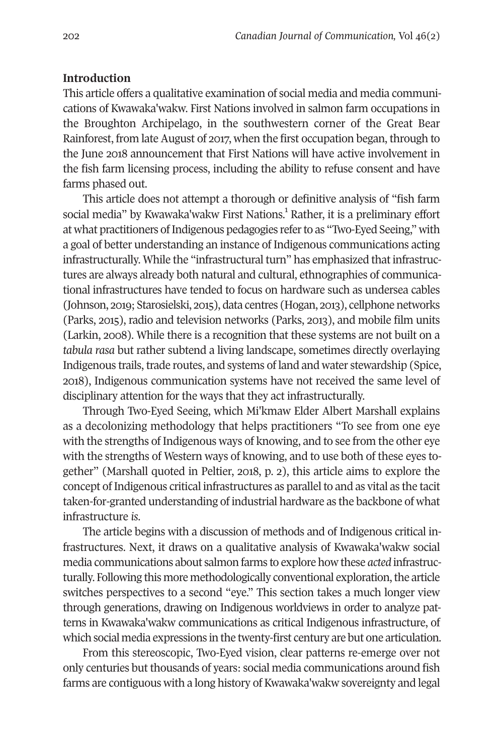## Introduction

This article offers a qualitative examination of social media and media communications of Kwawaka'wakw. First Nations involved in salmon farm occupations in the Broughton Archipelago, in the southwestern corner of the Great Bear Rainforest, from late August of 2017, when the first occupation began, through to the June 2018 announcement that First Nations will have active involvement in the fish farm licensing process, including the ability to refuse consent and have farms phased out.

This article does not attempt a thorough or definitive analysis of "fish farm social media" by Kwawaka'wakw First Nations.[1] Rather, it is a preliminary effort at what practitioners of Indigenous pedagogies refer to as "Two-Eyed Seeing," with a goal of better understanding an instance of Indigenous communications acting infrastructurally. While the "infrastructural turn" has emphasized that infrastructures are always already both natural and cultural, ethnographies of communicational infrastructures have tended to focus on hardware such as undersea cables (Johnson, 2019; Starosielski, 2015), data centres (Hogan, 2013), cellphone networks (Parks, 2015), radio and television networks (Parks, 2013), and mobile film units (Larkin, 2008). While there is a recognition that these systems are not built on a *tabula rasa* but rather subtend a living landscape, sometimes directly overlaying Indigenous trails, trade routes, and systems of land and water stewardship (Spice, 2018), Indigenous communication systems have not received the same level of disciplinary attention for the ways that they act infrastructurally.

Through Two-Eyed Seeing, which Mi'kmaw Elder Albert Marshall explains as a decolonizing methodology that helps practitioners "To see from one eye with the strengths of Indigenous ways of knowing, and to see from the other eye with the strengths of Western ways of knowing, and to use both of these eyes together" (Marshall quoted in Peltier, 2018, p. 2), this article aims to explore the concept of Indigenous critical infrastructures as parallel to and as vital as the tacit taken-for-granted understanding of industrial hardware as the backbone of what infrastructure *is*.

The article begins with a discussion of methods and of Indigenous critical infrastructures. Next, it draws on a qualitative analysis of Kwawaka'wakw social media communications about salmon farms to explore how these *acted* infrastructurally. Following this more methodologically conventional exploration, the article switches perspectives to a second "eye." This section takes a much longer view through generations, drawing on Indigenous worldviews in order to analyze patterns in Kwawaka'wakw communications as critical Indigenous infrastructure, of which social media expressions in the twenty-first century are but one articulation.

From this stereoscopic, Two-Eyed vision, clear patterns re-emerge over not only centuries but thousands of years: social media communications around fish farms are contiguous with a long history of Kwawaka'wakw sovereignty and legal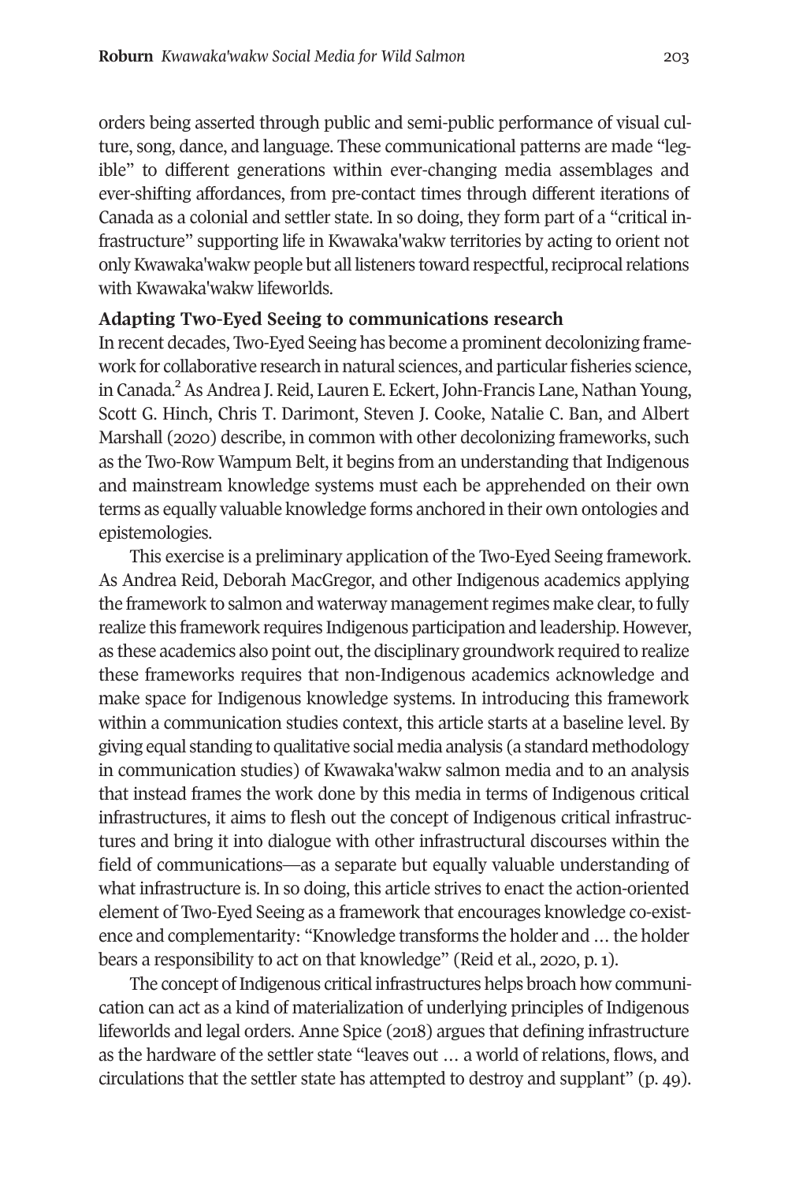orders being asserted through public and semi-public performance of visual culture, song, dance, and language. These communicational patterns are made "legible" to different generations within ever-changing media assemblages and ever-shifting affordances, from pre-contact times through different iterations of Canada as a colonial and settler state. In so doing, they form part of a "critical infrastructure" supporting life in Kwawaka'wakw territories by acting to orient not only Kwawaka'wakw people but all listeners toward respectful, reciprocal relations with Kwawaka'wakw lifeworlds.

**Adapting Two-Eyed Seeing to communications research**

In recent decades, Two-Eyed Seeing has become a prominent decolonizing framework for collaborative research in natural sciences, and particular fisheries science, in Canada.[2] As Andrea J. Reid, Lauren E. Eckert, John-Francis Lane, Nathan Young, Scott G. Hinch, Chris T. Darimont, Steven J. Cooke, Natalie C. Ban, and Albert Marshall (2020) describe, in common with other decolonizing frameworks, such as the Two-Row Wampum Belt, it begins from an understanding that Indigenous and mainstream knowledge systems must each be apprehended on their own terms as equally valuable knowledge forms anchored in their own ontologies and epistemologies.

This exercise is a preliminary application of the Two-Eyed Seeing framework. As Andrea Reid, Deborah MacGregor, and other Indigenous academics applying the framework to salmon and waterway management regimes make clear, to fully realize this framework requires Indigenous participation and leadership. However, as these academics also point out, the disciplinary groundwork required to realize these frameworks requires that non-Indigenous academics acknowledge and make space for Indigenous knowledge systems. In introducing this framework within a communication studies context, this article starts at a baseline level. By giving equal standing to qualitative social media analysis (a standard methodology in communication studies) of Kwawaka'wakw salmon media and to an analysis that instead frames the work done by this media in terms of Indigenous critical infrastructures, it aims to flesh out the concept of Indigenous critical infrastructures and bring it into dialogue with other infrastructural discourses within the field of communications—as a separate but equally valuable understanding of what infrastructure is. In so doing, this article strives to enact the action-oriented element of Two-Eyed Seeing as a framework that encourages knowledge co-existence and complementarity: "Knowledge transforms the holder and … the holder bears a responsibility to act on that knowledge" (Reid et al., 2020, p. 1).

The concept of Indigenous critical infrastructures helps broach how communication can act as a kind of materialization of underlying principles of Indigenous lifeworlds and legal orders. Anne Spice (2018) argues that defining infrastructure as the hardware of the settler state "leaves out … a world of relations, flows, and circulations that the settler state has attempted to destroy and supplant" (p. 49).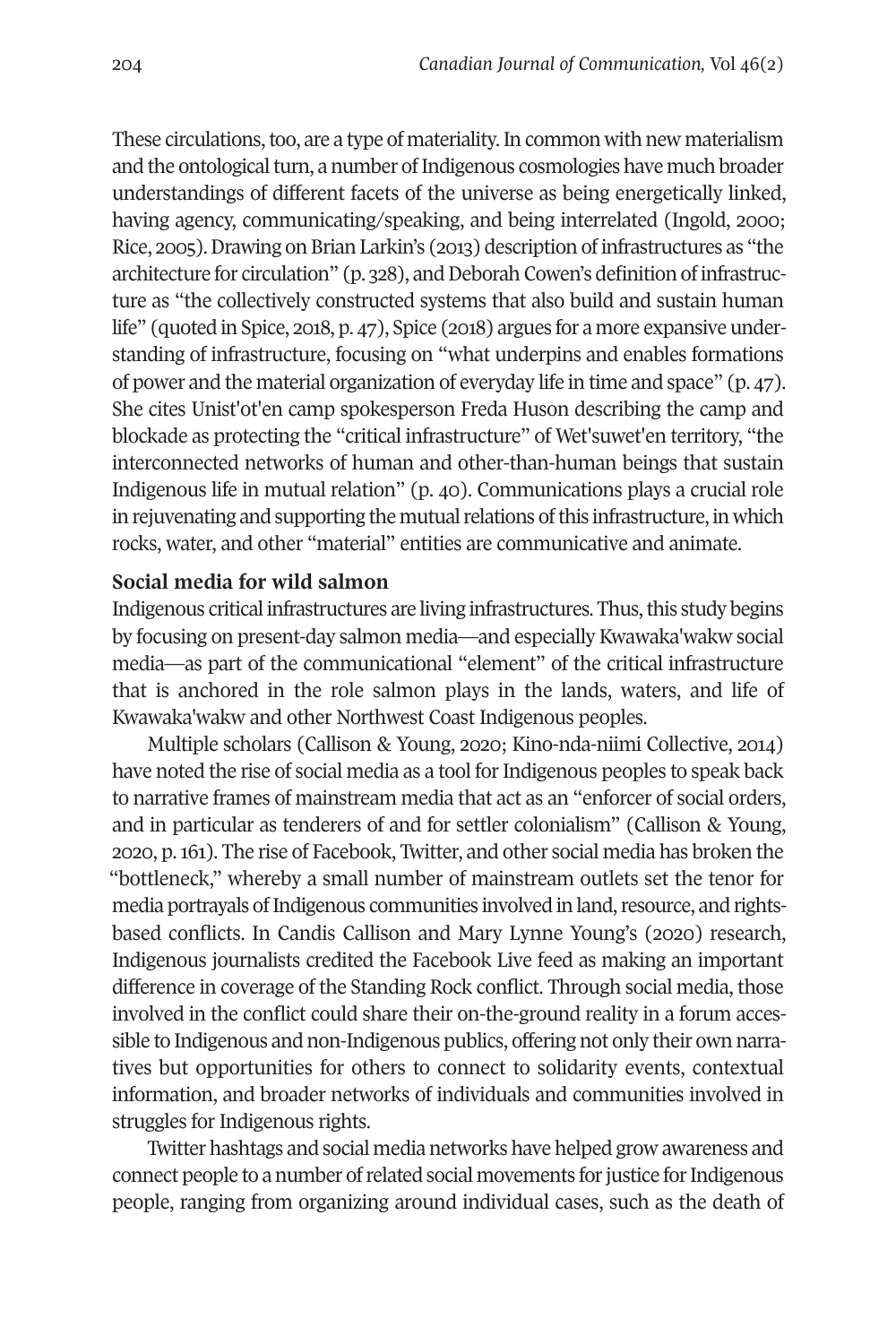These circulations, too, are a type of materiality. In common with new materialism and the ontological turn, a number of Indigenous cosmologies have much broader understandings of different facets of the universe as being energetically linked, having agency, communicating/speaking, and being interrelated (Ingold, 2000; Rice, 2005). Drawing on Brian Larkin's (2013) description of infrastructures as "the architecture for circulation" (p. 328), and Deborah Cowen's definition of infrastructure as "the collectively constructed systems that also build and sustain human life" (quoted in Spice, 2018, p. 47), Spice (2018) argues for a more expansive understanding of infrastructure, focusing on "what underpins and enables formations of power and the material organization of everyday life in time and space" (p. 47). She cites Unist'ot'en camp spokesperson Freda Huson describing the camp and blockade as protecting the "critical infrastructure" of Wet'suwet'en territory, "the interconnected networks of human and other-than-human beings that sustain Indigenous life in mutual relation" (p. 40). Communications plays a crucial role in rejuvenating and supporting the mutual relations of this infrastructure, in which rocks, water, and other "material" entities are communicative and animate.

**Social media for wild salmon**

Indigenous critical infrastructures are living infrastructures. Thus, this study begins by focusing on present-day salmon media—and especially Kwawaka'wakw social media—as part of the communicational "element" of the critical infrastructure that is anchored in the role salmon plays in the lands, waters, and life of Kwawaka'wakw and other Northwest Coast Indigenous peoples.

Multiple scholars (Callison & Young, 2020; Kino-nda-niimi Collective, 2014) have noted the rise of social media as a tool for Indigenous peoples to speak back to narrative frames of mainstream media that act as an "enforcer of social orders, and in particular as tenderers of and for settler colonialism" (Callison & Young, 2020, p. 161). The rise of Facebook, Twitter, and other social media has broken the "bottleneck," whereby a small number of mainstream outlets set the tenor for media portrayals of Indigenous communities involved in land, resource, and rights-based conflicts. In Candis Callison and Mary Lynne Young's (2020) research, Indigenous journalists credited the Facebook Live feed as making an important difference in coverage of the Standing Rock conflict. Through social media, those involved in the conflict could share their on-the-ground reality in a forum accessible to Indigenous and non-Indigenous publics, offering not only their own narratives but opportunities for others to connect to solidarity events, contextual information, and broader networks of individuals and communities involved in struggles for Indigenous rights.

Twitter hashtags and social media networks have helped grow awareness and connect people to a number of related social movements for justice for Indigenous people, ranging from organizing around individual cases, such as the death of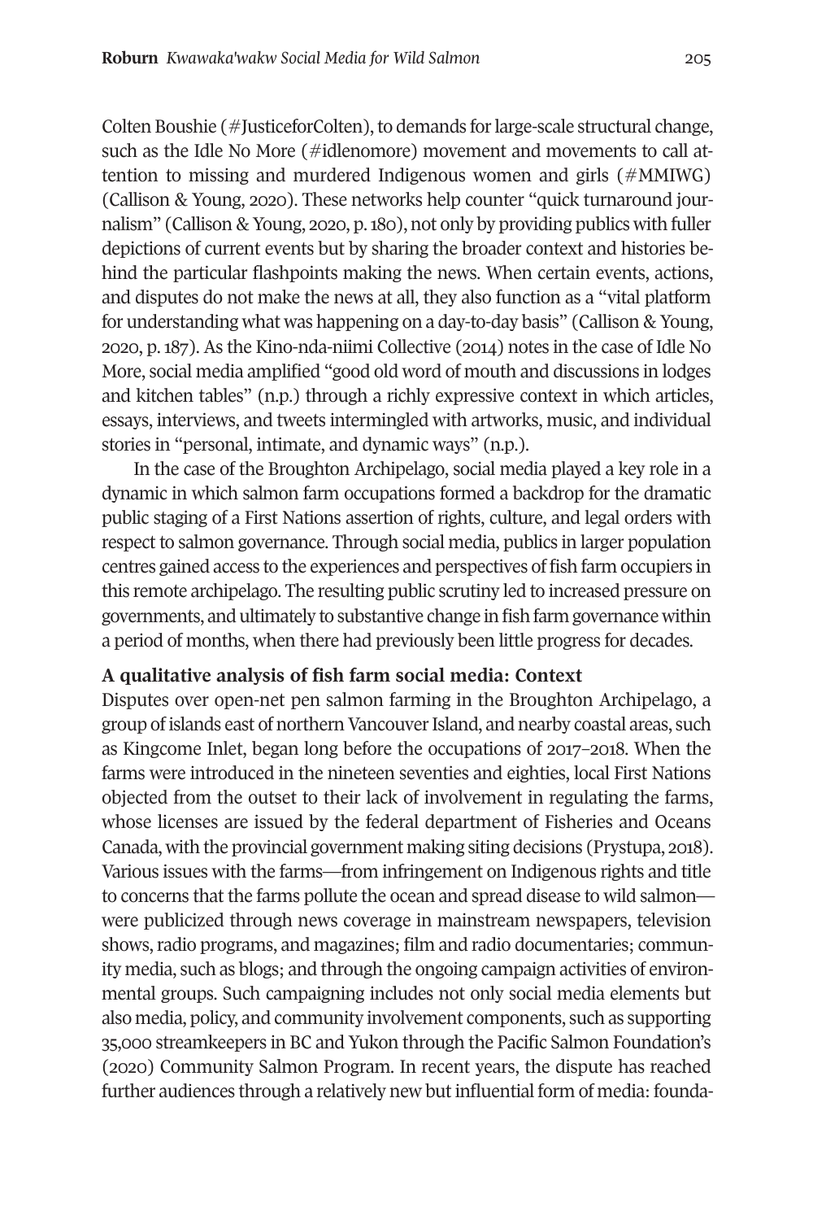Colten Boushie (#JusticeforColten), to demands for large-scale structural change, such as the Idle No More (#idlenomore) movement and movements to call attention to missing and murdered Indigenous women and girls (#MMIWG) (Callison & Young, 2020). These networks help counter "quick turnaround journalism" (Callison & Young, 2020, p. 180), not only by providing publics with fuller depictions of current events but by sharing the broader context and histories behind the particular flashpoints making the news. When certain events, actions, and disputes do not make the news at all, they also function as a "vital platform for understanding what was happening on a day-to-day basis" (Callison & Young, 2020, p. 187). As the Kino-nda-niimi Collective (2014) notes in the case of Idle No More, social media amplified "good old word of mouth and discussions in lodges and kitchen tables" (n.p.) through a richly expressive context in which articles, essays, interviews, and tweets intermingled with artworks, music, and individual stories in "personal, intimate, and dynamic ways" (n.p.).

In the case of the Broughton Archipelago, social media played a key role in a dynamic in which salmon farm occupations formed a backdrop for the dramatic public staging of a First Nations assertion of rights, culture, and legal orders with respect to salmon governance. Through social media, publics in larger population centres gained access to the experiences and perspectives of fish farm occupiers in this remote archipelago. The resulting public scrutiny led to increased pressure on governments, and ultimately to substantive change in fish farm governance within a period of months, when there had previously been little progress for decades.

**A qualitative analysis of fish farm social media: Context**

Disputes over open-net pen salmon farming in the Broughton Archipelago, a group of islands east of northern Vancouver Island, and nearby coastal areas, such as Kingcome Inlet, began long before the occupations of 2017–2018. When the farms were introduced in the nineteen seventies and eighties, local First Nations objected from the outset to their lack of involvement in regulating the farms, whose licenses are issued by the federal department of Fisheries and Oceans Canada, with the provincial government making siting decisions (Prystupa, 2018). Various issues with the farms—from infringement on Indigenous rights and title to concerns that the farms pollute the ocean and spread disease to wild salmon—were publicized through news coverage in mainstream newspapers, television shows, radio programs, and magazines; film and radio documentaries; community media, such as blogs; and through the ongoing campaign activities of environmental groups. Such campaigning includes not only social media elements but also media, policy, and community involvement components, such as supporting 35,000 streamkeepers in BC and Yukon through the Pacific Salmon Foundation's (2020) Community Salmon Program. In recent years, the dispute has reached further audiences through a relatively new but influential form of media: founda-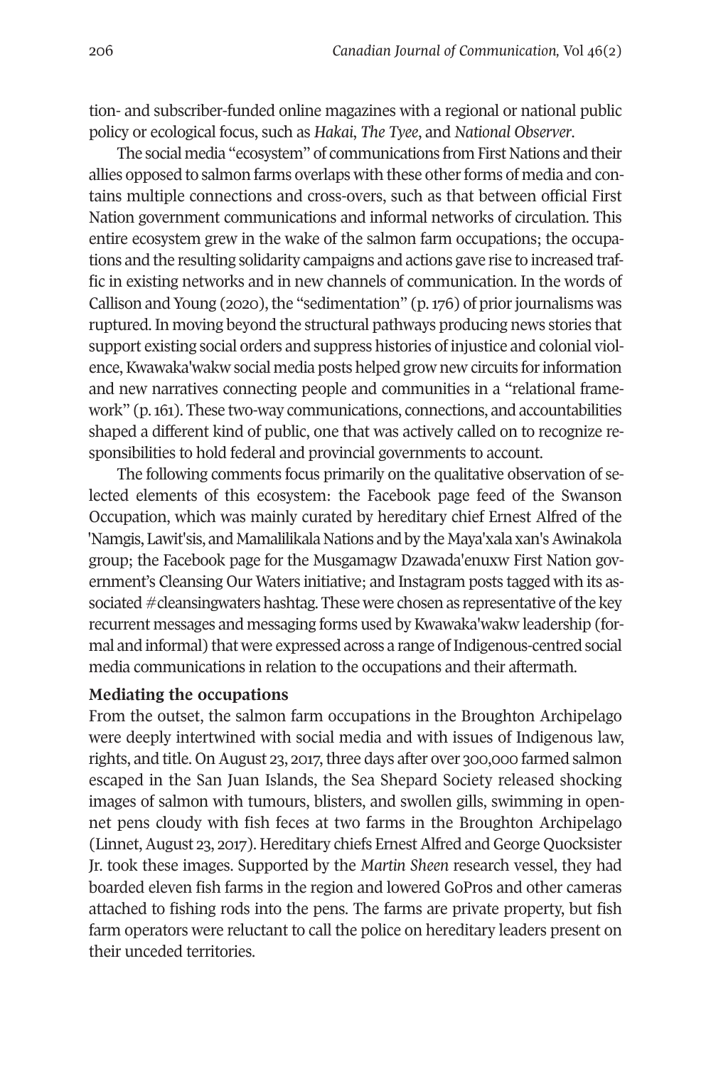tion- and subscriber-funded online magazines with a regional or national public policy or ecological focus, such as *Hakai*, *The Tyee*, and *National Observer*.

The social media "ecosystem" of communications from First Nations and their allies opposed to salmon farms overlaps with these other forms of media and contains multiple connections and cross-overs, such as that between official First Nation government communications and informal networks of circulation. This entire ecosystem grew in the wake of the salmon farm occupations; the occupations and the resulting solidarity campaigns and actions gave rise to increased traffic in existing networks and in new channels of communication. In the words of Callison and Young (2020), the "sedimentation" (p. 176) of prior journalisms was ruptured. In moving beyond the structural pathways producing news stories that support existing social orders and suppress histories of injustice and colonial violence, Kwawaka'wakw social media posts helped grow new circuits for information and new narratives connecting people and communities in a "relational framework" (p. 161). These two-way communications, connections, and accountabilities shaped a different kind of public, one that was actively called on to recognize responsibilities to hold federal and provincial governments to account.

The following comments focus primarily on the qualitative observation of selected elements of this ecosystem: the Facebook page feed of the Swanson Occupation, which was mainly curated by hereditary chief Ernest Alfred of the 'Namgis, Lawit'sis, and Mamalilikala Nations and by the Maya'xala xan's Awinakola group; the Facebook page for the Musgamagw Dzawada'enuxw First Nation government's Cleansing Our Waters initiative; and Instagram posts tagged with its associated #cleansingwaters hashtag. These were chosen as representative of the key recurrent messages and messaging forms used by Kwawaka'wakw leadership (formal and informal) that were expressed across a range of Indigenous-centred social media communications in relation to the occupations and their aftermath.

**Mediating the occupations**

From the outset, the salmon farm occupations in the Broughton Archipelago were deeply intertwined with social media and with issues of Indigenous law, rights, and title. On August 23, 2017, three days after over 300,000 farmed salmon escaped in the San Juan Islands, the Sea Shepard Society released shocking images of salmon with tumours, blisters, and swollen gills, swimming in open-net pens cloudy with fish feces at two farms in the Broughton Archipelago (Linnet, August 23, 2017). Hereditary chiefs Ernest Alfred and George Quocksister Jr. took these images. Supported by the *Martin Sheen* research vessel, they had boarded eleven fish farms in the region and lowered GoPros and other cameras attached to fishing rods into the pens. The farms are private property, but fish farm operators were reluctant to call the police on hereditary leaders present on their unceded territories.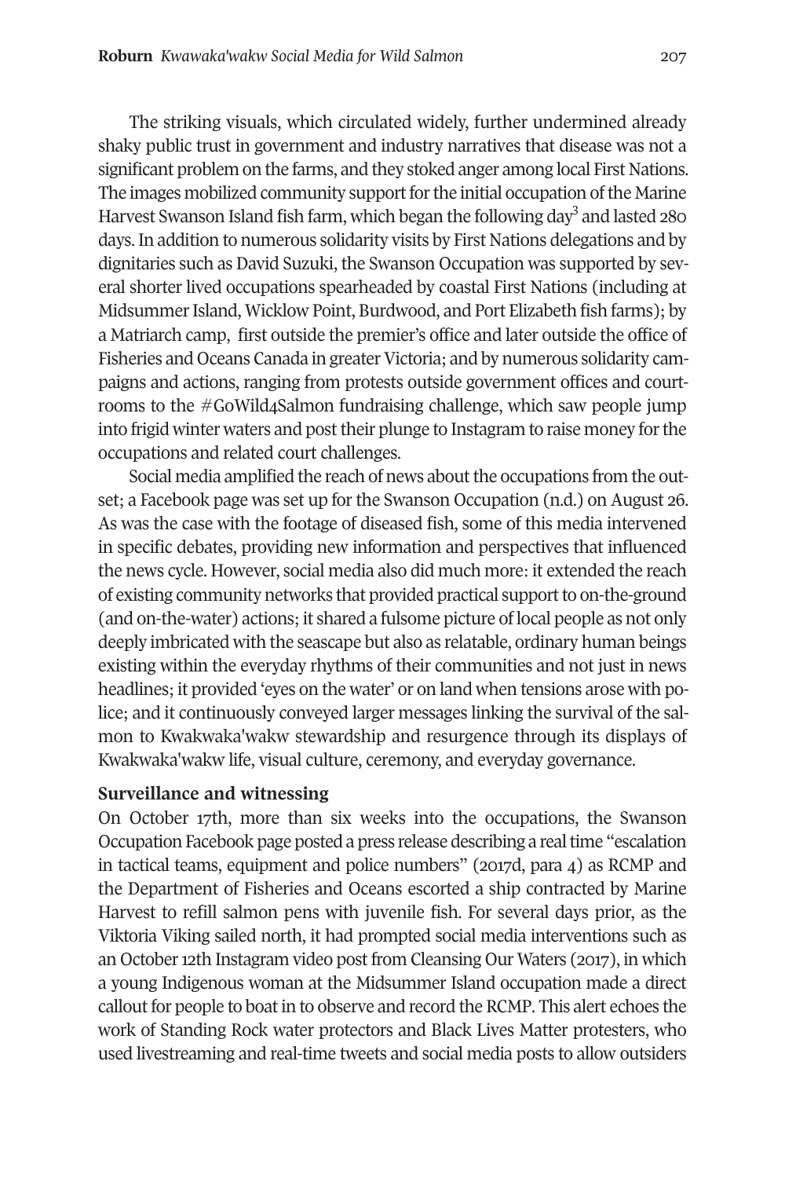The striking visuals, which circulated widely, further undermined already shaky public trust in government and industry narratives that disease was not a significant problem on the farms, and they stoked anger among local First Nations. The images mobilized community support for the initial occupation of the Marine Harvest Swanson Island fish farm, which began the following day[3] and lasted 280 days. In addition to numerous solidarity visits by First Nations delegations and by dignitaries such as David Suzuki, the Swanson Occupation was supported by several shorter lived occupations spearheaded by coastal First Nations (including at Midsummer Island, Wicklow Point, Burdwood, and Port Elizabeth fish farms); by a Matriarch camp, first outside the premier's office and later outside the office of Fisheries and Oceans Canada in greater Victoria; and by numerous solidarity campaigns and actions, ranging from protests outside government offices and courtrooms to the #GoWild4Salmon fundraising challenge, which saw people jump into frigid winter waters and post their plunge to Instagram to raise money for the occupations and related court challenges.

Social media amplified the reach of news about the occupations from the outset; a Facebook page was set up for the Swanson Occupation (n.d.) on August 26. As was the case with the footage of diseased fish, some of this media intervened in specific debates, providing new information and perspectives that influenced the news cycle. However, social media also did much more: it extended the reach of existing community networks that provided practical support to on-the-ground (and on-the-water) actions; it shared a fulsome picture of local people as not only deeply imbricated with the seascape but also as relatable, ordinary human beings existing within the everyday rhythms of their communities and not just in news headlines; it provided 'eyes on the water' or on land when tensions arose with police; and it continuously conveyed larger messages linking the survival of the salmon to Kwakwaka'wakw stewardship and resurgence through its displays of Kwakwaka'wakw life, visual culture, ceremony, and everyday governance.

**Surveillance and witnessing**

On October 17th, more than six weeks into the occupations, the Swanson Occupation Facebook page posted a press release describing a real time "escalation in tactical teams, equipment and police numbers" (2017d, para 4) as RCMP and the Department of Fisheries and Oceans escorted a ship contracted by Marine Harvest to refill salmon pens with juvenile fish. For several days prior, as the Viktoria Viking sailed north, it had prompted social media interventions such as an October 12th Instagram video post from Cleansing Our Waters (2017), in which a young Indigenous woman at the Midsummer Island occupation made a direct callout for people to boat in to observe and record the RCMP. This alert echoes the work of Standing Rock water protectors and Black Lives Matter protesters, who used livestreaming and real-time tweets and social media posts to allow outsiders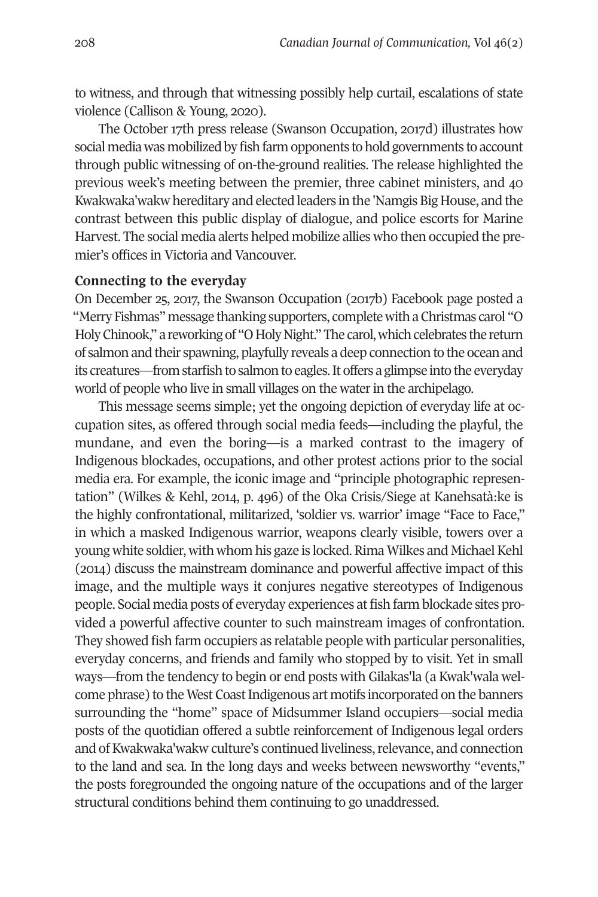to witness, and through that witnessing possibly help curtail, escalations of state violence (Callison & Young, 2020).

The October 17th press release (Swanson Occupation, 2017d) illustrates how social media was mobilized by fish farm opponents to hold governments to account through public witnessing of on-the-ground realities. The release highlighted the previous week's meeting between the premier, three cabinet ministers, and 40 Kwakwaka'wakw hereditary and elected leaders in the 'Namgis Big House, and the contrast between this public display of dialogue, and police escorts for Marine Harvest. The social media alerts helped mobilize allies who then occupied the premier's offices in Victoria and Vancouver.

**Connecting to the everyday**

On December 25, 2017, the Swanson Occupation (2017b) Facebook page posted a "Merry Fishmas" message thanking supporters, complete with a Christmas carol "O Holy Chinook," a reworking of "O Holy Night." The carol, which celebrates the return of salmon and their spawning, playfully reveals a deep connection to the ocean and its creatures—from starfish to salmon to eagles. It offers a glimpse into the everyday world of people who live in small villages on the water in the archipelago.

This message seems simple; yet the ongoing depiction of everyday life at occupation sites, as offered through social media feeds—including the playful, the mundane, and even the boring—is a marked contrast to the imagery of Indigenous blockades, occupations, and other protest actions prior to the social media era. For example, the iconic image and "principle photographic representation" (Wilkes & Kehl, 2014, p. 496) of the Oka Crisis/Siege at Kanehsatà:ke is the highly confrontational, militarized, 'soldier vs. warrior' image "Face to Face," in which a masked Indigenous warrior, weapons clearly visible, towers over a young white soldier, with whom his gaze is locked. Rima Wilkes and Michael Kehl (2014) discuss the mainstream dominance and powerful affective impact of this image, and the multiple ways it conjures negative stereotypes of Indigenous people. Social media posts of everyday experiences at fish farm blockade sites provided a powerful affective counter to such mainstream images of confrontation. They showed fish farm occupiers as relatable people with particular personalities, everyday concerns, and friends and family who stopped by to visit. Yet in small ways—from the tendency to begin or end posts with Gilakas'la (a Kwak'wala welcome phrase) to the West Coast Indigenous art motifs incorporated on the banners surrounding the "home" space of Midsummer Island occupiers—social media posts of the quotidian offered a subtle reinforcement of Indigenous legal orders and of Kwakwaka'wakw culture's continued liveliness, relevance, and connection to the land and sea. In the long days and weeks between newsworthy "events," the posts foregrounded the ongoing nature of the occupations and of the larger structural conditions behind them continuing to go unaddressed.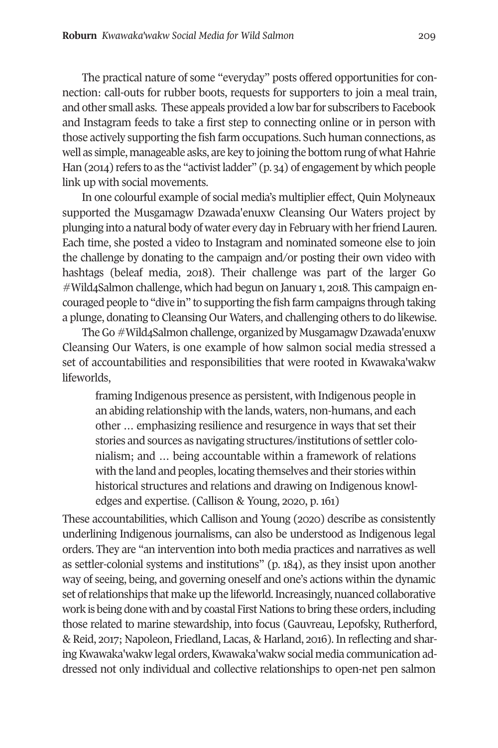The practical nature of some "everyday" posts offered opportunities for connection: call-outs for rubber boots, requests for supporters to join a meal train, and other small asks. These appeals provided a low bar for subscribers to Facebook and Instagram feeds to take a first step to connecting online or in person with those actively supporting the fish farm occupations. Such human connections, as well as simple, manageable asks, are key to joining the bottom rung of what Hahrie Han (2014) refers to as the "activist ladder" (p. 34) of engagement by which people link up with social movements.

In one colourful example of social media's multiplier effect, Quin Molyneaux supported the Musgamagw Dzawada'enuxw Cleansing Our Waters project by plunging into a natural body of water every day in February with her friend Lauren. Each time, she posted a video to Instagram and nominated someone else to join the challenge by donating to the campaign and/or posting their own video with hashtags (beleaf media, 2018). Their challenge was part of the larger Go #Wild4Salmon challenge, which had begun on January 1, 2018. This campaign encouraged people to "dive in" to supporting the fish farm campaigns through taking a plunge, donating to Cleansing Our Waters, and challenging others to do likewise.

The Go #Wild4Salmon challenge, organized by Musgamagw Dzawada'enuxw Cleansing Our Waters, is one example of how salmon social media stressed a set of accountabilities and responsibilities that were rooted in Kwawaka'wakw lifeworlds,

> framing Indigenous presence as persistent, with Indigenous people in an abiding relationship with the lands, waters, non-humans, and each other … emphasizing resilience and resurgence in ways that set their stories and sources as navigating structures/institutions of settler colonialism; and … being accountable within a framework of relations with the land and peoples, locating themselves and their stories within historical structures and relations and drawing on Indigenous knowledges and expertise. (Callison & Young, 2020, p. 161)

These accountabilities, which Callison and Young (2020) describe as consistently underlining Indigenous journalisms, can also be understood as Indigenous legal orders. They are "an intervention into both media practices and narratives as well as settler-colonial systems and institutions" (p. 184), as they insist upon another way of seeing, being, and governing oneself and one's actions within the dynamic set of relationships that make up the lifeworld. Increasingly, nuanced collaborative work is being done with and by coastal First Nations to bring these orders, including those related to marine stewardship, into focus (Gauvreau, Lepofsky, Rutherford, & Reid, 2017; Napoleon, Friedland, Lacas, & Harland, 2016). In reflecting and sharing Kwawaka'wakw legal orders, Kwawaka'wakw social media communication addressed not only individual and collective relationships to open-net pen salmon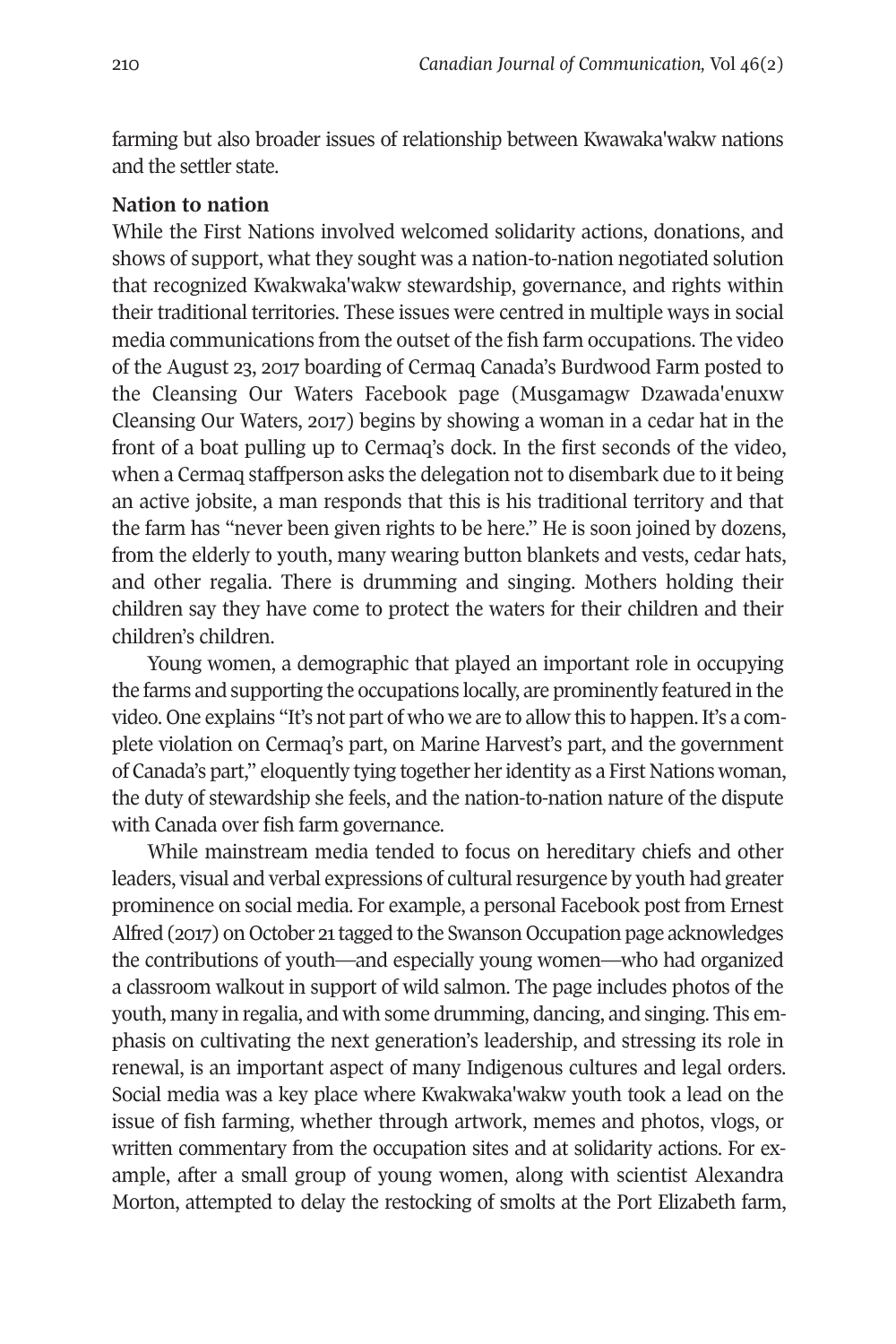farming but also broader issues of relationship between Kwawaka'wakw nations and the settler state.

**Nation to nation**

While the First Nations involved welcomed solidarity actions, donations, and shows of support, what they sought was a nation-to-nation negotiated solution that recognized Kwakwaka'wakw stewardship, governance, and rights within their traditional territories. These issues were centred in multiple ways in social media communications from the outset of the fish farm occupations. The video of the August 23, 2017 boarding of Cermaq Canada's Burdwood Farm posted to the Cleansing Our Waters Facebook page (Musgamagw Dzawada'enuxw Cleansing Our Waters, 2017) begins by showing a woman in a cedar hat in the front of a boat pulling up to Cermaq's dock. In the first seconds of the video, when a Cermaq staffperson asks the delegation not to disembark due to it being an active jobsite, a man responds that this is his traditional territory and that the farm has "never been given rights to be here." He is soon joined by dozens, from the elderly to youth, many wearing button blankets and vests, cedar hats, and other regalia. There is drumming and singing. Mothers holding their children say they have come to protect the waters for their children and their children's children.

Young women, a demographic that played an important role in occupying the farms and supporting the occupations locally, are prominently featured in the video. One explains "It's not part of who we are to allow this to happen. It's a complete violation on Cermaq's part, on Marine Harvest's part, and the government of Canada's part," eloquently tying together her identity as a First Nations woman, the duty of stewardship she feels, and the nation-to-nation nature of the dispute with Canada over fish farm governance.

While mainstream media tended to focus on hereditary chiefs and other leaders, visual and verbal expressions of cultural resurgence by youth had greater prominence on social media. For example, a personal Facebook post from Ernest Alfred (2017) on October 21 tagged to the Swanson Occupation page acknowledges the contributions of youth—and especially young women—who had organized a classroom walkout in support of wild salmon. The page includes photos of the youth, many in regalia, and with some drumming, dancing, and singing. This emphasis on cultivating the next generation's leadership, and stressing its role in renewal, is an important aspect of many Indigenous cultures and legal orders. Social media was a key place where Kwakwaka'wakw youth took a lead on the issue of fish farming, whether through artwork, memes and photos, vlogs, or written commentary from the occupation sites and at solidarity actions. For example, after a small group of young women, along with scientist Alexandra Morton, attempted to delay the restocking of smolts at the Port Elizabeth farm,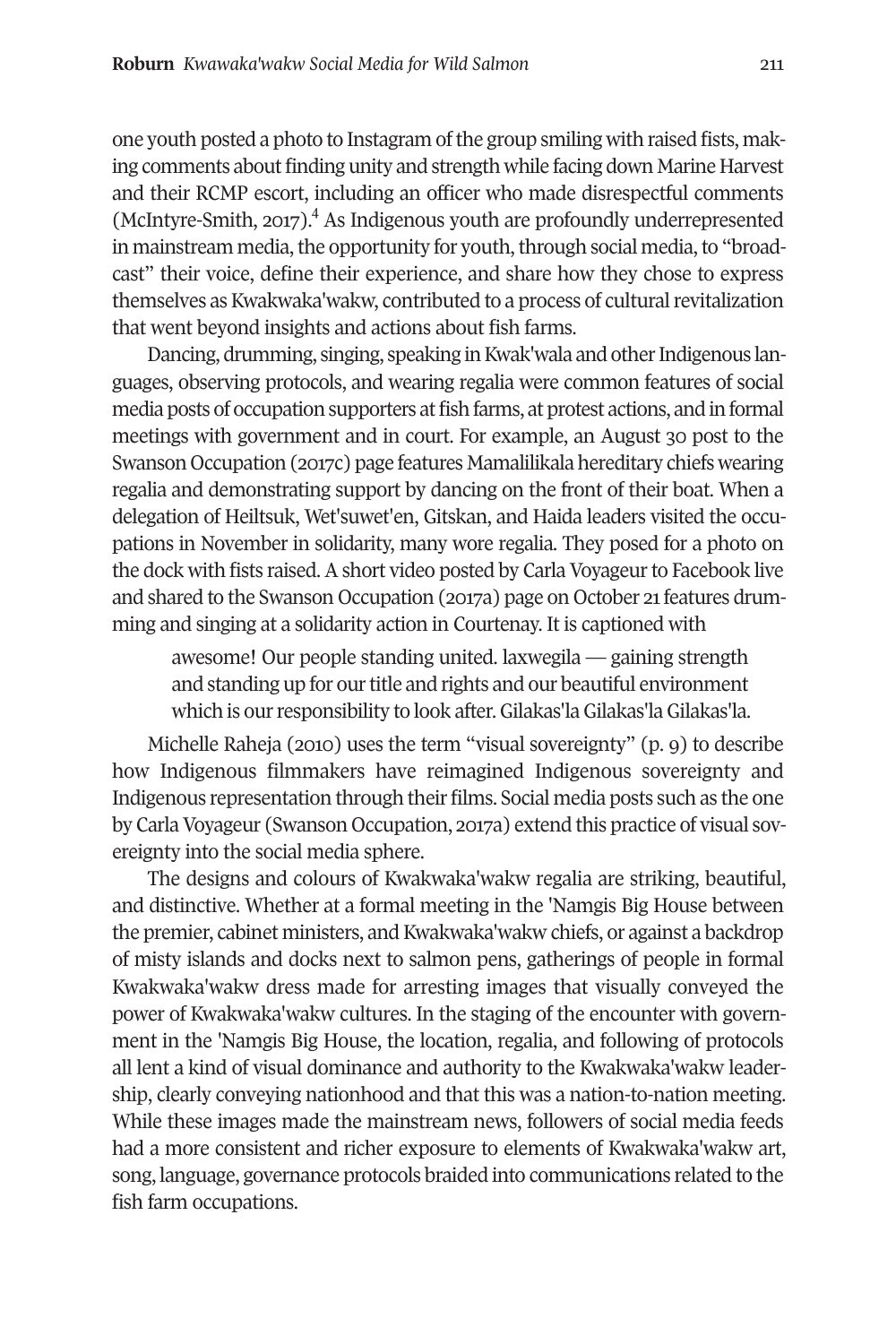one youth posted a photo to Instagram of the group smiling with raised fists, making comments about finding unity and strength while facing down Marine Harvest and their RCMP escort, including an officer who made disrespectful comments (McIntyre-Smith, 2017).[4] As Indigenous youth are profoundly underrepresented in mainstream media, the opportunity for youth, through social media, to "broadcast" their voice, define their experience, and share how they chose to express themselves as Kwakwaka'wakw, contributed to a process of cultural revitalization that went beyond insights and actions about fish farms.

Dancing, drumming, singing, speaking in Kwak'wala and other Indigenous languages, observing protocols, and wearing regalia were common features of social media posts of occupation supporters at fish farms, at protest actions, and in formal meetings with government and in court. For example, an August 30 post to the Swanson Occupation (2017c) page features Mamalilikala hereditary chiefs wearing regalia and demonstrating support by dancing on the front of their boat. When a delegation of Heiltsuk, Wet'suwet'en, Gitskan, and Haida leaders visited the occupations in November in solidarity, many wore regalia. They posed for a photo on the dock with fists raised. A short video posted by Carla Voyageur to Facebook live and shared to the Swanson Occupation (2017a) page on October 21 features drumming and singing at a solidarity action in Courtenay. It is captioned with

> awesome! Our people standing united. laxwegila — gaining strength and standing up for our title and rights and our beautiful environment which is our responsibility to look after. Gilakas'la Gilakas'la Gilakas'la.

Michelle Raheja (2010) uses the term "visual sovereignty" (p. 9) to describe how Indigenous filmmakers have reimagined Indigenous sovereignty and Indigenous representation through their films. Social media posts such as the one by Carla Voyageur (Swanson Occupation, 2017a) extend this practice of visual sovereignty into the social media sphere.

The designs and colours of Kwakwaka'wakw regalia are striking, beautiful, and distinctive. Whether at a formal meeting in the 'Namgis Big House between the premier, cabinet ministers, and Kwakwaka'wakw chiefs, or against a backdrop of misty islands and docks next to salmon pens, gatherings of people in formal Kwakwaka'wakw dress made for arresting images that visually conveyed the power of Kwakwaka'wakw cultures. In the staging of the encounter with government in the 'Namgis Big House, the location, regalia, and following of protocols all lent a kind of visual dominance and authority to the Kwakwaka'wakw leadership, clearly conveying nationhood and that this was a nation-to-nation meeting. While these images made the mainstream news, followers of social media feeds had a more consistent and richer exposure to elements of Kwakwaka'wakw art, song, language, governance protocols braided into communications related to the fish farm occupations.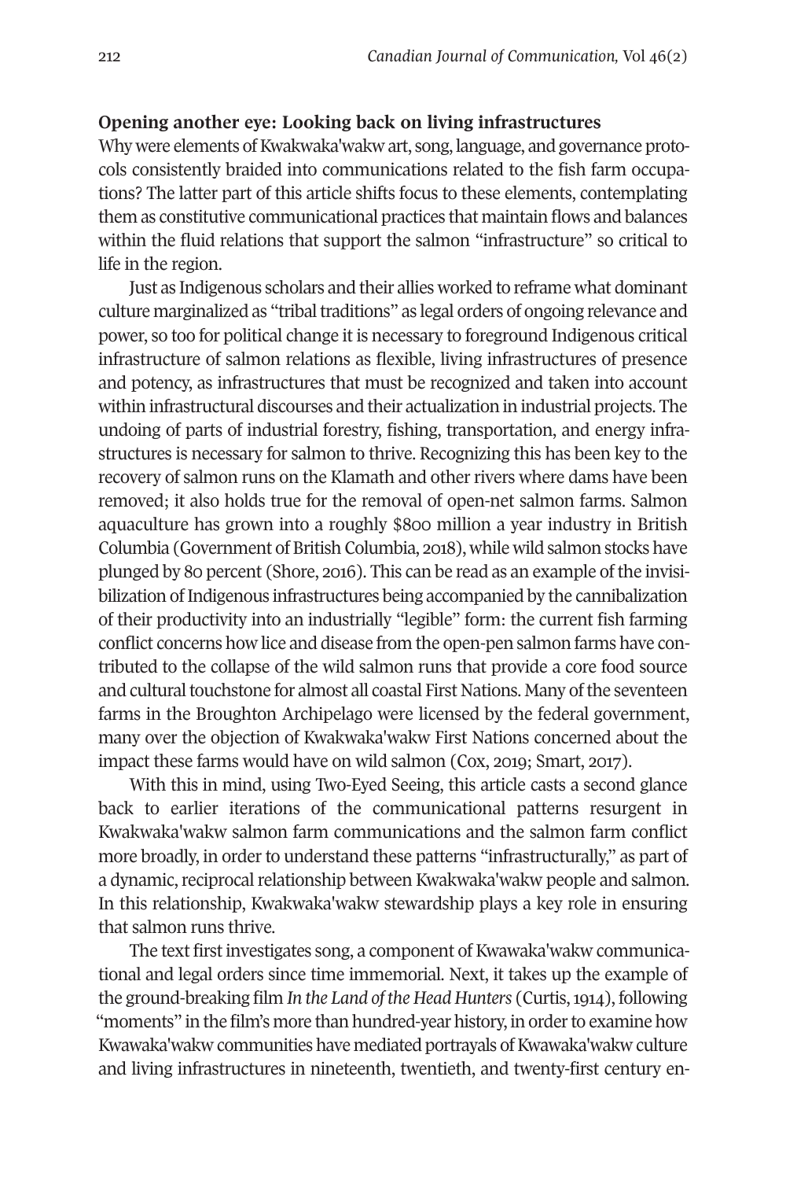**Opening another eye: Looking back on living infrastructures**

Why were elements of Kwakwaka'wakw art, song, language, and governance protocols consistently braided into communications related to the fish farm occupations? The latter part of this article shifts focus to these elements, contemplating them as constitutive communicational practices that maintain flows and balances within the fluid relations that support the salmon "infrastructure" so critical to life in the region.

Just as Indigenous scholars and their allies worked to reframe what dominant culture marginalized as "tribal traditions" as legal orders of ongoing relevance and power, so too for political change it is necessary to foreground Indigenous critical infrastructure of salmon relations as flexible, living infrastructures of presence and potency, as infrastructures that must be recognized and taken into account within infrastructural discourses and their actualization in industrial projects. The undoing of parts of industrial forestry, fishing, transportation, and energy infrastructures is necessary for salmon to thrive. Recognizing this has been key to the recovery of salmon runs on the Klamath and other rivers where dams have been removed; it also holds true for the removal of open-net salmon farms. Salmon aquaculture has grown into a roughly $800 million a year industry in British Columbia (Government of British Columbia, 2018), while wild salmon stocks have plunged by 80 percent (Shore, 2016). This can be read as an example of the invisibilization of Indigenous infrastructures being accompanied by the cannibalization of their productivity into an industrially "legible" form: the current fish farming conflict concerns how lice and disease from the open-pen salmon farms have contributed to the collapse of the wild salmon runs that provide a core food source and cultural touchstone for almost all coastal First Nations. Many of the seventeen farms in the Broughton Archipelago were licensed by the federal government, many over the objection of Kwakwaka'wakw First Nations concerned about the impact these farms would have on wild salmon (Cox, 2019; Smart, 2017).

With this in mind, using Two-Eyed Seeing, this article casts a second glance back to earlier iterations of the communicational patterns resurgent in Kwakwaka'wakw salmon farm communications and the salmon farm conflict more broadly, in order to understand these patterns "infrastructurally," as part of a dynamic, reciprocal relationship between Kwakwaka'wakw people and salmon. In this relationship, Kwakwaka'wakw stewardship plays a key role in ensuring that salmon runs thrive.

The text first investigates song, a component of Kwawaka'wakw communicational and legal orders since time immemorial. Next, it takes up the example of the ground-breaking film *In the Land of the Head Hunters* (Curtis, 1914), following "moments" in the film's more than hundred-year history, in order to examine how Kwawaka'wakw communities have mediated portrayals of Kwawaka'wakw culture and living infrastructures in nineteenth, twentieth, and twenty-first century en-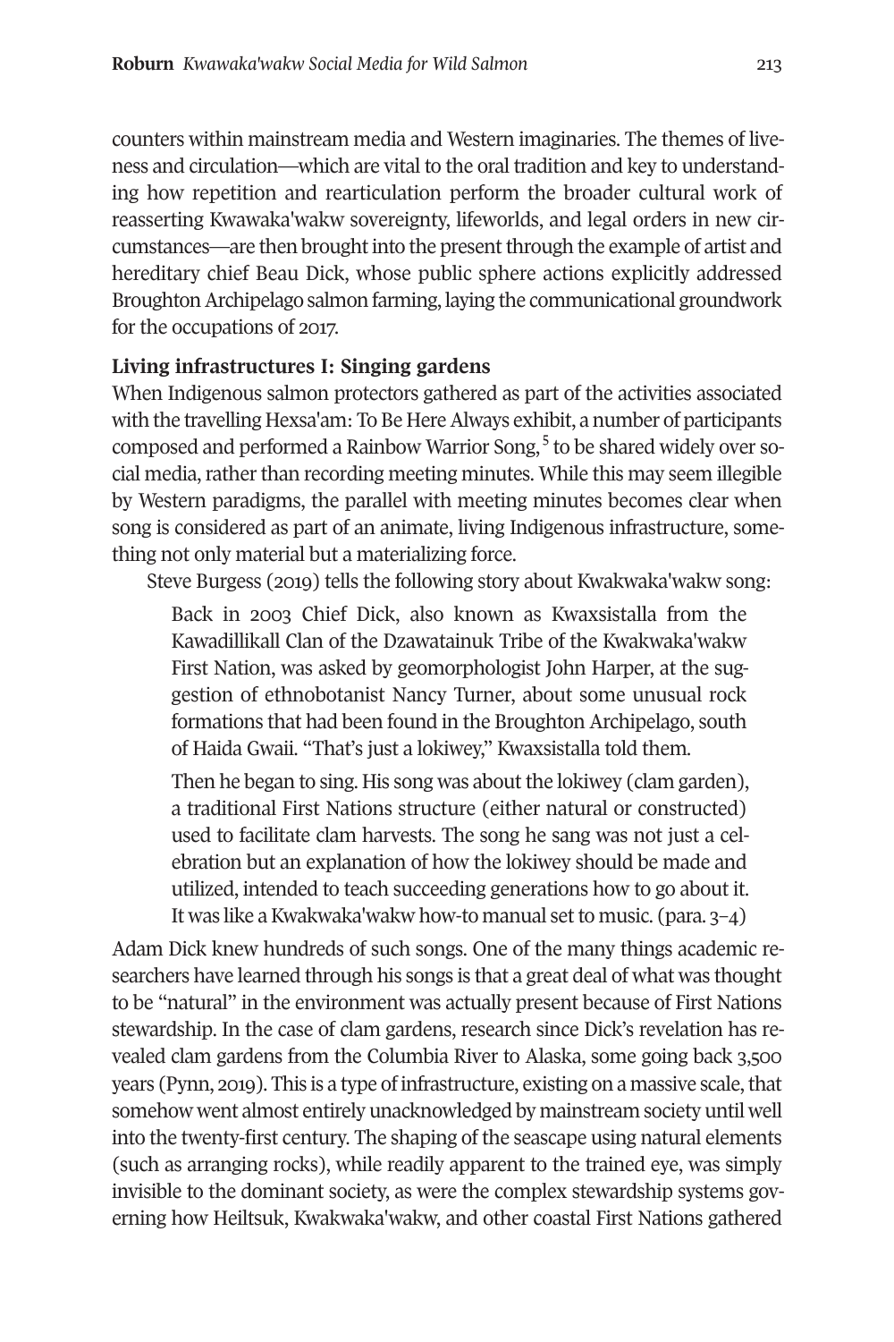counters within mainstream media and Western imaginaries. The themes of liveness and circulation—which are vital to the oral tradition and key to understanding how repetition and rearticulation perform the broader cultural work of reasserting Kwawaka'wakw sovereignty, lifeworlds, and legal orders in new circumstances—are then brought into the present through the example of artist and hereditary chief Beau Dick, whose public sphere actions explicitly addressed Broughton Archipelago salmon farming, laying the communicational groundwork for the occupations of 2017.

**Living infrastructures I: Singing gardens**

When Indigenous salmon protectors gathered as part of the activities associated with the travelling Hexsa'am: To Be Here Always exhibit, a number of participants composed and performed a Rainbow Warrior Song,[5] to be shared widely over social media, rather than recording meeting minutes. While this may seem illegible by Western paradigms, the parallel with meeting minutes becomes clear when song is considered as part of an animate, living Indigenous infrastructure, something not only material but a materializing force.

Steve Burgess (2019) tells the following story about Kwakwaka'wakw song:

> Back in 2003 Chief Dick, also known as Kwaxsistalla from the Kawadillikall Clan of the Dzawatainuk Tribe of the Kwakwaka'wakw First Nation, was asked by geomorphologist John Harper, at the suggestion of ethnobotanist Nancy Turner, about some unusual rock formations that had been found in the Broughton Archipelago, south of Haida Gwaii. "That's just a lokiwey," Kwaxsistalla told them.
>
> Then he began to sing. His song was about the lokiwey (clam garden), a traditional First Nations structure (either natural or constructed) used to facilitate clam harvests. The song he sang was not just a celebration but an explanation of how the lokiwey should be made and utilized, intended to teach succeeding generations how to go about it. It was like a Kwakwaka'wakw how-to manual set to music. (para. 3–4)

Adam Dick knew hundreds of such songs. One of the many things academic researchers have learned through his songs is that a great deal of what was thought to be "natural" in the environment was actually present because of First Nations stewardship. In the case of clam gardens, research since Dick's revelation has revealed clam gardens from the Columbia River to Alaska, some going back 3,500 years (Pynn, 2019). This is a type of infrastructure, existing on a massive scale, that somehow went almost entirely unacknowledged by mainstream society until well into the twenty-first century. The shaping of the seascape using natural elements (such as arranging rocks), while readily apparent to the trained eye, was simply invisible to the dominant society, as were the complex stewardship systems governing how Heiltsuk, Kwakwaka'wakw, and other coastal First Nations gathered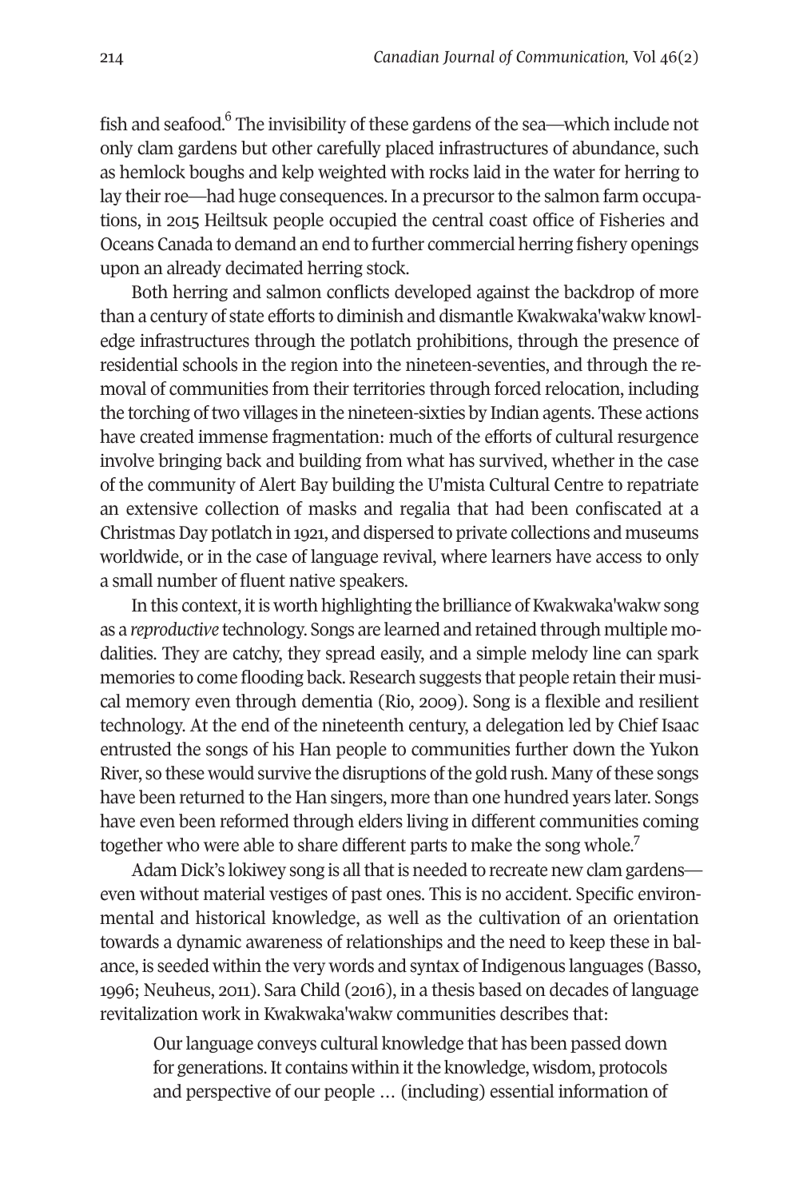fish and seafood.[6] The invisibility of these gardens of the sea—which include not only clam gardens but other carefully placed infrastructures of abundance, such as hemlock boughs and kelp weighted with rocks laid in the water for herring to lay their roe—had huge consequences. In a precursor to the salmon farm occupations, in 2015 Heiltsuk people occupied the central coast office of Fisheries and Oceans Canada to demand an end to further commercial herring fishery openings upon an already decimated herring stock.

Both herring and salmon conflicts developed against the backdrop of more than a century of state efforts to diminish and dismantle Kwakwaka'wakw knowledge infrastructures through the potlatch prohibitions, through the presence of residential schools in the region into the nineteen-seventies, and through the removal of communities from their territories through forced relocation, including the torching of two villages in the nineteen-sixties by Indian agents. These actions have created immense fragmentation: much of the efforts of cultural resurgence involve bringing back and building from what has survived, whether in the case of the community of Alert Bay building the U'mista Cultural Centre to repatriate an extensive collection of masks and regalia that had been confiscated at a Christmas Day potlatch in 1921, and dispersed to private collections and museums worldwide, or in the case of language revival, where learners have access to only a small number of fluent native speakers.

In this context, it is worth highlighting the brilliance of Kwakwaka'wakw song as a *reproductive* technology. Songs are learned and retained through multiple modalities. They are catchy, they spread easily, and a simple melody line can spark memories to come flooding back. Research suggests that people retain their musical memory even through dementia (Rio, 2009). Song is a flexible and resilient technology. At the end of the nineteenth century, a delegation led by Chief Isaac entrusted the songs of his Han people to communities further down the Yukon River, so these would survive the disruptions of the gold rush. Many of these songs have been returned to the Han singers, more than one hundred years later. Songs have even been reformed through elders living in different communities coming together who were able to share different parts to make the song whole.[7]

Adam Dick's lokiwey song is all that is needed to recreate new clam gardens—even without material vestiges of past ones. This is no accident. Specific environmental and historical knowledge, as well as the cultivation of an orientation towards a dynamic awareness of relationships and the need to keep these in balance, is seeded within the very words and syntax of Indigenous languages (Basso, 1996; Neuheus, 2011). Sara Child (2016), in a thesis based on decades of language revitalization work in Kwakwaka'wakw communities describes that:

> Our language conveys cultural knowledge that has been passed down for generations. It contains within it the knowledge, wisdom, protocols and perspective of our people … (including) essential information of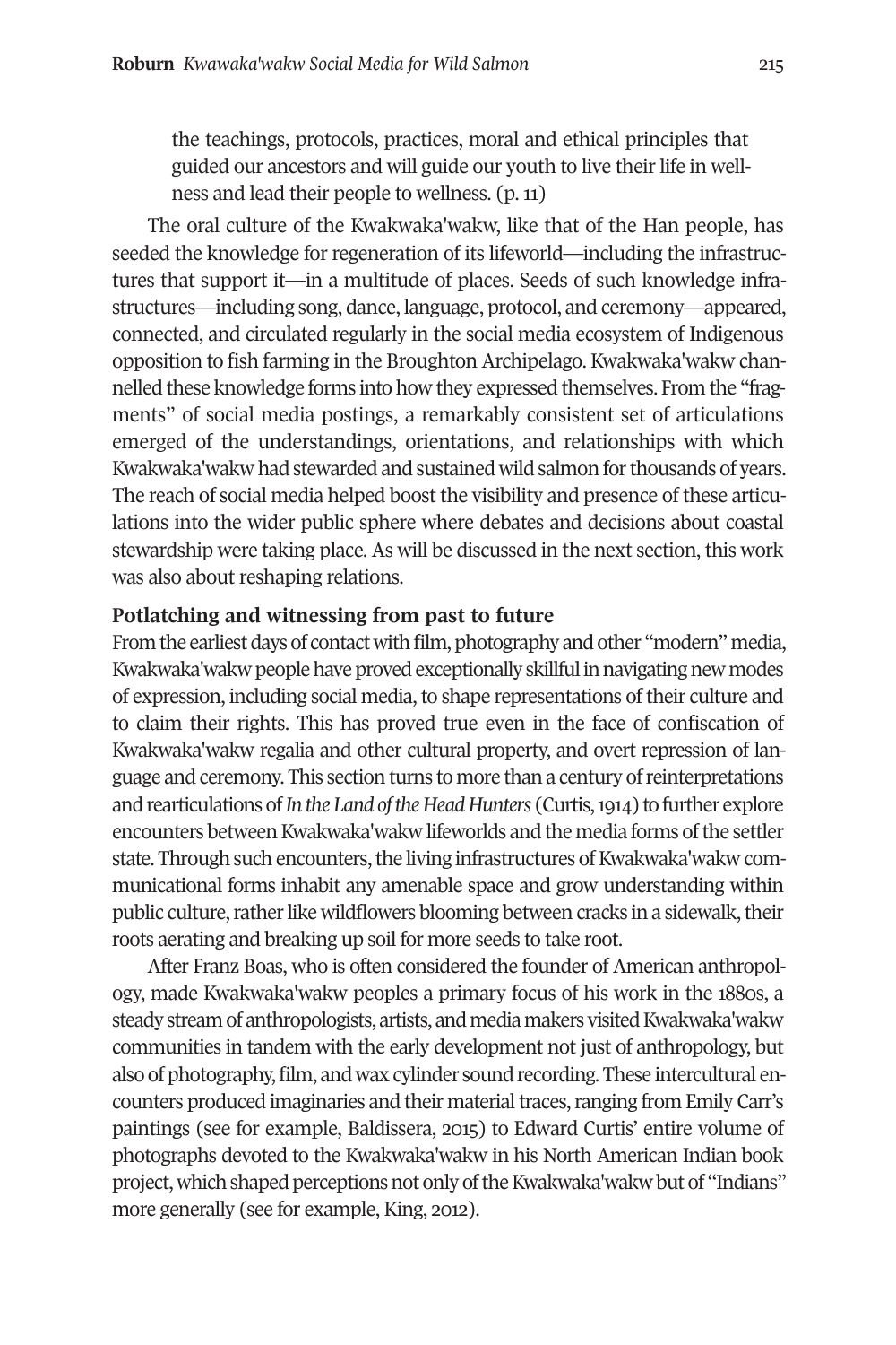> the teachings, protocols, practices, moral and ethical principles that guided our ancestors and will guide our youth to live their life in wellness and lead their people to wellness. (p. 11)

The oral culture of the Kwakwaka'wakw, like that of the Han people, has seeded the knowledge for regeneration of its lifeworld—including the infrastructures that support it—in a multitude of places. Seeds of such knowledge infrastructures—including song, dance, language, protocol, and ceremony—appeared, connected, and circulated regularly in the social media ecosystem of Indigenous opposition to fish farming in the Broughton Archipelago. Kwakwaka'wakw channelled these knowledge forms into how they expressed themselves. From the "fragments" of social media postings, a remarkably consistent set of articulations emerged of the understandings, orientations, and relationships with which Kwakwaka'wakw had stewarded and sustained wild salmon for thousands of years. The reach of social media helped boost the visibility and presence of these articulations into the wider public sphere where debates and decisions about coastal stewardship were taking place. As will be discussed in the next section, this work was also about reshaping relations.

### Potlatching and witnessing from past to future

From the earliest days of contact with film, photography and other "modern" media, Kwakwaka'wakw people have proved exceptionally skillful in navigating new modes of expression, including social media, to shape representations of their culture and to claim their rights. This has proved true even in the face of confiscation of Kwakwaka'wakw regalia and other cultural property, and overt repression of language and ceremony. This section turns to more than a century of reinterpretations and rearticulations of *In the Land of the Head Hunters* (Curtis, 1914) to further explore encounters between Kwakwaka'wakw lifeworlds and the media forms of the settler state. Through such encounters, the living infrastructures of Kwakwaka'wakw communicational forms inhabit any amenable space and grow understanding within public culture, rather like wildflowers blooming between cracks in a sidewalk, their roots aerating and breaking up soil for more seeds to take root.

After Franz Boas, who is often considered the founder of American anthropology, made Kwakwaka'wakw peoples a primary focus of his work in the 1880s, a steady stream of anthropologists, artists, and media makers visited Kwakwaka'wakw communities in tandem with the early development not just of anthropology, but also of photography, film, and wax cylinder sound recording. These intercultural encounters produced imaginaries and their material traces, ranging from Emily Carr's paintings (see for example, Baldissera, 2015) to Edward Curtis' entire volume of photographs devoted to the Kwakwaka'wakw in his North American Indian book project, which shaped perceptions not only of the Kwakwaka'wakw but of "Indians" more generally (see for example, King, 2012).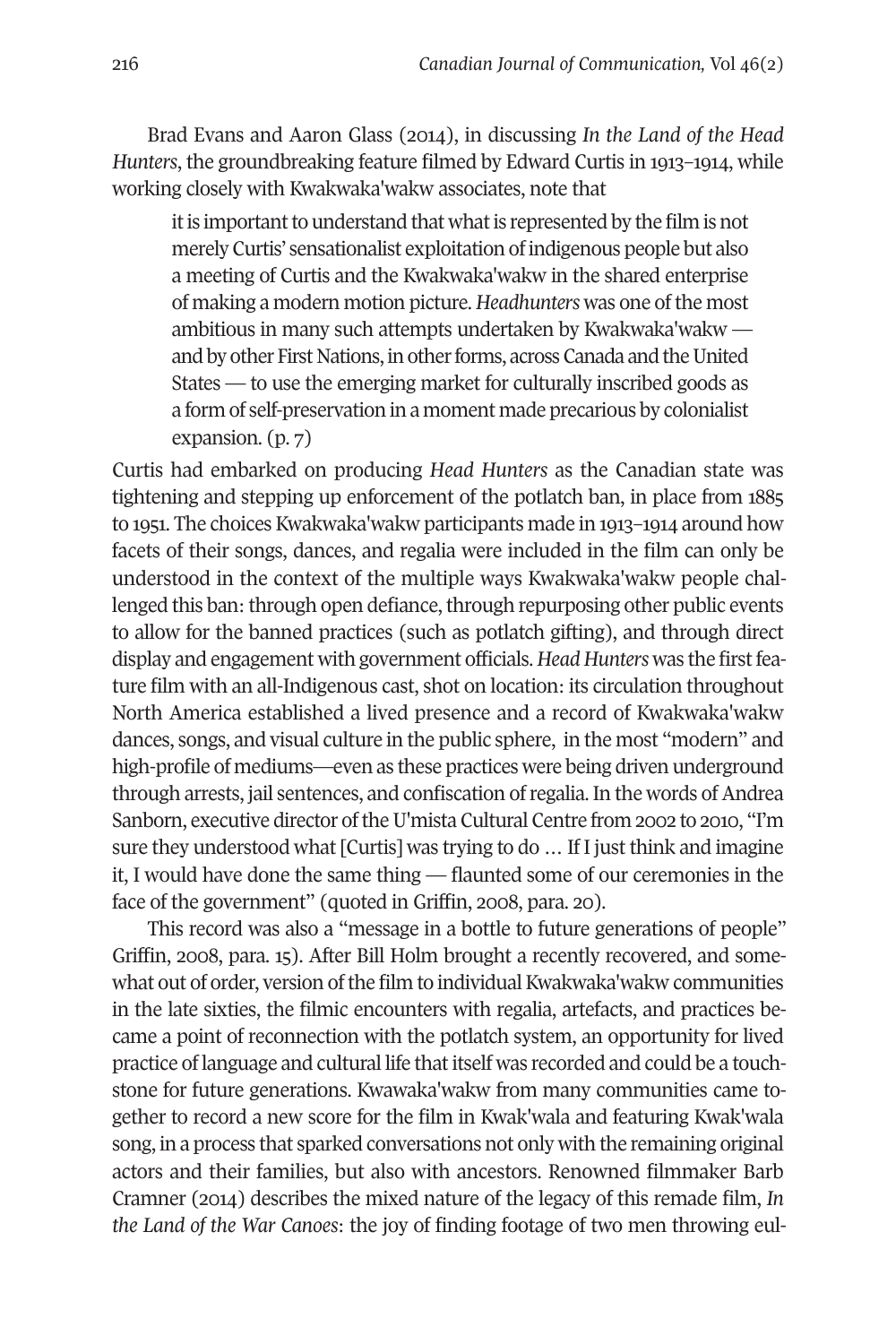Brad Evans and Aaron Glass (2014), in discussing *In the Land of the Head Hunters*, the groundbreaking feature filmed by Edward Curtis in 1913–1914, while working closely with Kwakwaka'wakw associates, note that

> it is important to understand that what is represented by the film is not merely Curtis' sensationalist exploitation of indigenous people but also a meeting of Curtis and the Kwakwaka'wakw in the shared enterprise of making a modern motion picture. *Headhunters* was one of the most ambitious in many such attempts undertaken by Kwakwaka'wakw — and by other First Nations, in other forms, across Canada and the United States — to use the emerging market for culturally inscribed goods as a form of self-preservation in a moment made precarious by colonialist expansion. (p. 7)

Curtis had embarked on producing *Head Hunters* as the Canadian state was tightening and stepping up enforcement of the potlatch ban, in place from 1885 to 1951. The choices Kwakwaka'wakw participants made in 1913–1914 around how facets of their songs, dances, and regalia were included in the film can only be understood in the context of the multiple ways Kwakwaka'wakw people challenged this ban: through open defiance, through repurposing other public events to allow for the banned practices (such as potlatch gifting), and through direct display and engagement with government officials. *Head Hunters* was the first feature film with an all-Indigenous cast, shot on location: its circulation throughout North America established a lived presence and a record of Kwakwaka'wakw dances, songs, and visual culture in the public sphere, in the most "modern" and high-profile of mediums—even as these practices were being driven underground through arrests, jail sentences, and confiscation of regalia. In the words of Andrea Sanborn, executive director of the U'mista Cultural Centre from 2002 to 2010, "I'm sure they understood what [Curtis] was trying to do … If I just think and imagine it, I would have done the same thing — flaunted some of our ceremonies in the face of the government" (quoted in Griffin, 2008, para. 20).

This record was also a "message in a bottle to future generations of people" Griffin, 2008, para. 15). After Bill Holm brought a recently recovered, and somewhat out of order, version of the film to individual Kwakwaka'wakw communities in the late sixties, the filmic encounters with regalia, artefacts, and practices became a point of reconnection with the potlatch system, an opportunity for lived practice of language and cultural life that itself was recorded and could be a touchstone for future generations. Kwawaka'wakw from many communities came together to record a new score for the film in Kwak'wala and featuring Kwak'wala song, in a process that sparked conversations not only with the remaining original actors and their families, but also with ancestors. Renowned filmmaker Barb Cramner (2014) describes the mixed nature of the legacy of this remade film, *In the Land of the War Canoes*: the joy of finding footage of two men throwing eul-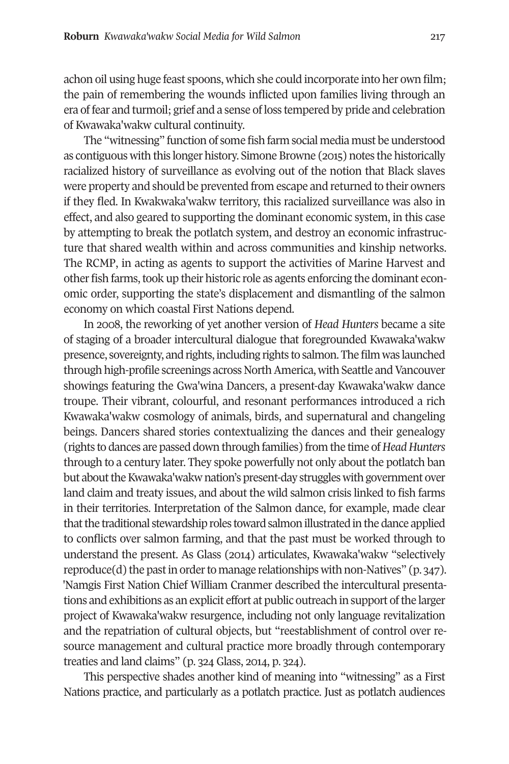achon oil using huge feast spoons, which she could incorporate into her own film; the pain of remembering the wounds inflicted upon families living through an era of fear and turmoil; grief and a sense of loss tempered by pride and celebration of Kwawaka'wakw cultural continuity.

The "witnessing" function of some fish farm social media must be understood as contiguous with this longer history. Simone Browne (2015) notes the historically racialized history of surveillance as evolving out of the notion that Black slaves were property and should be prevented from escape and returned to their owners if they fled. In Kwakwaka'wakw territory, this racialized surveillance was also in effect, and also geared to supporting the dominant economic system, in this case by attempting to break the potlatch system, and destroy an economic infrastructure that shared wealth within and across communities and kinship networks. The RCMP, in acting as agents to support the activities of Marine Harvest and other fish farms, took up their historic role as agents enforcing the dominant economic order, supporting the state's displacement and dismantling of the salmon economy on which coastal First Nations depend.

In 2008, the reworking of yet another version of *Head Hunters* became a site of staging of a broader intercultural dialogue that foregrounded Kwawaka'wakw presence, sovereignty, and rights, including rights to salmon. The film was launched through high-profile screenings across North America, with Seattle and Vancouver showings featuring the Gwa'wina Dancers, a present-day Kwawaka'wakw dance troupe. Their vibrant, colourful, and resonant performances introduced a rich Kwawaka'wakw cosmology of animals, birds, and supernatural and changeling beings. Dancers shared stories contextualizing the dances and their genealogy (rights to dances are passed down through families) from the time of *Head Hunters* through to a century later. They spoke powerfully not only about the potlatch ban but about the Kwawaka'wakw nation's present-day struggles with government over land claim and treaty issues, and about the wild salmon crisis linked to fish farms in their territories. Interpretation of the Salmon dance, for example, made clear that the traditional stewardship roles toward salmon illustrated in the dance applied to conflicts over salmon farming, and that the past must be worked through to understand the present. As Glass (2014) articulates, Kwawaka'wakw "selectively reproduce(d) the past in order to manage relationships with non-Natives" (p. 347). 'Namgis First Nation Chief William Cranmer described the intercultural presentations and exhibitions as an explicit effort at public outreach in support of the larger project of Kwawaka'wakw resurgence, including not only language revitalization and the repatriation of cultural objects, but "reestablishment of control over resource management and cultural practice more broadly through contemporary treaties and land claims" (p. 324 Glass, 2014, p. 324).

This perspective shades another kind of meaning into "witnessing" as a First Nations practice, and particularly as a potlatch practice. Just as potlatch audiences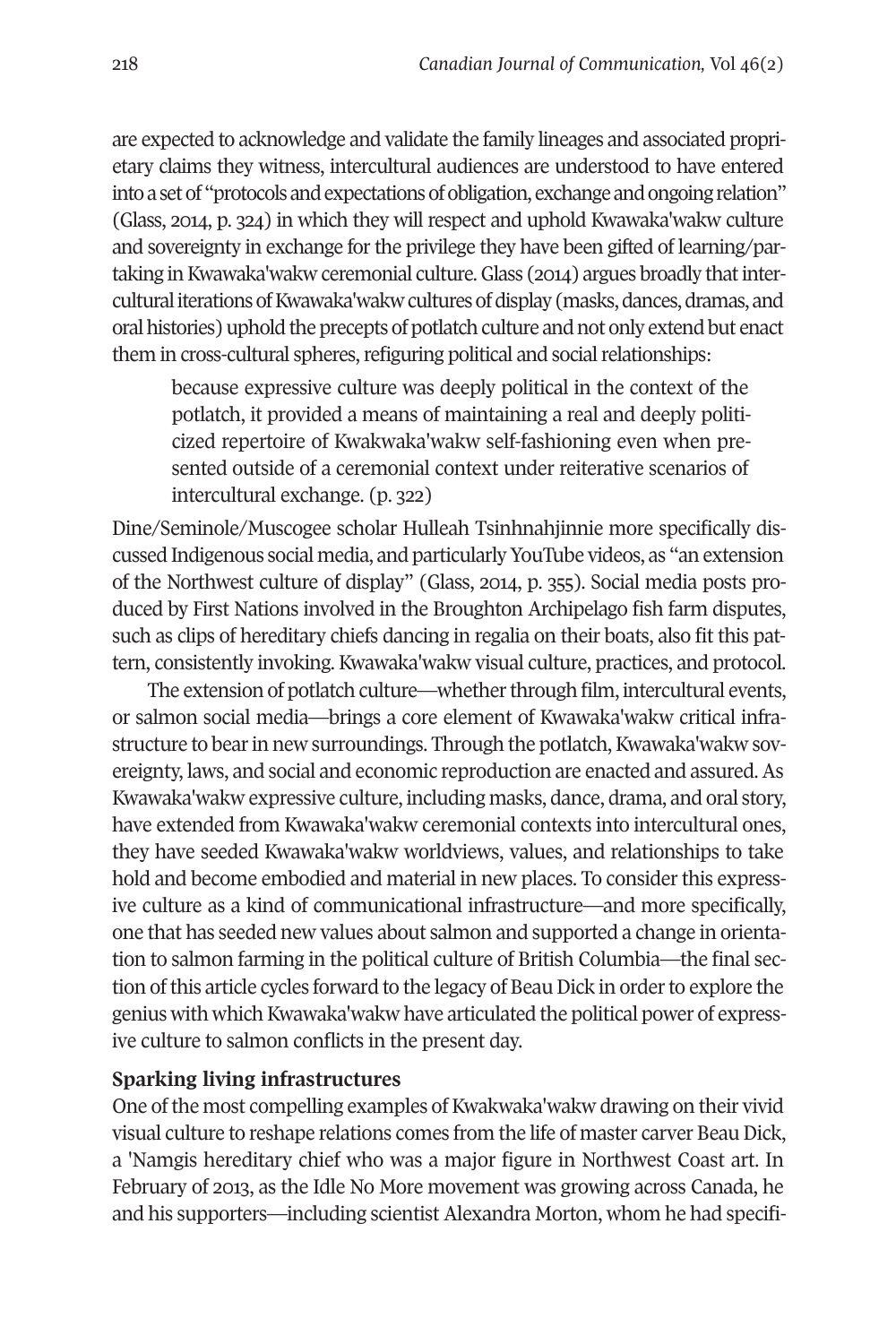are expected to acknowledge and validate the family lineages and associated proprietary claims they witness, intercultural audiences are understood to have entered into a set of "protocols and expectations of obligation, exchange and ongoing relation" (Glass, 2014, p. 324) in which they will respect and uphold Kwawaka'wakw culture and sovereignty in exchange for the privilege they have been gifted of learning/partaking in Kwawaka'wakw ceremonial culture. Glass (2014) argues broadly that intercultural iterations of Kwawaka'wakw cultures of display (masks, dances, dramas, and oral histories) uphold the precepts of potlatch culture and not only extend but enact them in cross-cultural spheres, refiguring political and social relationships:

> because expressive culture was deeply political in the context of the potlatch, it provided a means of maintaining a real and deeply politicized repertoire of Kwakwaka'wakw self-fashioning even when presented outside of a ceremonial context under reiterative scenarios of intercultural exchange. (p. 322)

Dine/Seminole/Muscogee scholar Hulleah Tsinhnahjinnie more specifically discussed Indigenous social media, and particularly YouTube videos, as "an extension of the Northwest culture of display" (Glass, 2014, p. 355). Social media posts produced by First Nations involved in the Broughton Archipelago fish farm disputes, such as clips of hereditary chiefs dancing in regalia on their boats, also fit this pattern, consistently invoking. Kwawaka'wakw visual culture, practices, and protocol.

The extension of potlatch culture—whether through film, intercultural events, or salmon social media—brings a core element of Kwawaka'wakw critical infrastructure to bear in new surroundings. Through the potlatch, Kwawaka'wakw sovereignty, laws, and social and economic reproduction are enacted and assured. As Kwawaka'wakw expressive culture, including masks, dance, drama, and oral story, have extended from Kwawaka'wakw ceremonial contexts into intercultural ones, they have seeded Kwawaka'wakw worldviews, values, and relationships to take hold and become embodied and material in new places. To consider this expressive culture as a kind of communicational infrastructure—and more specifically, one that has seeded new values about salmon and supported a change in orientation to salmon farming in the political culture of British Columbia—the final section of this article cycles forward to the legacy of Beau Dick in order to explore the genius with which Kwawaka'wakw have articulated the political power of expressive culture to salmon conflicts in the present day.

### Sparking living infrastructures

One of the most compelling examples of Kwakwaka'wakw drawing on their vivid visual culture to reshape relations comes from the life of master carver Beau Dick, a 'Namgis hereditary chief who was a major figure in Northwest Coast art. In February of 2013, as the Idle No More movement was growing across Canada, he and his supporters—including scientist Alexandra Morton, whom he had specifi-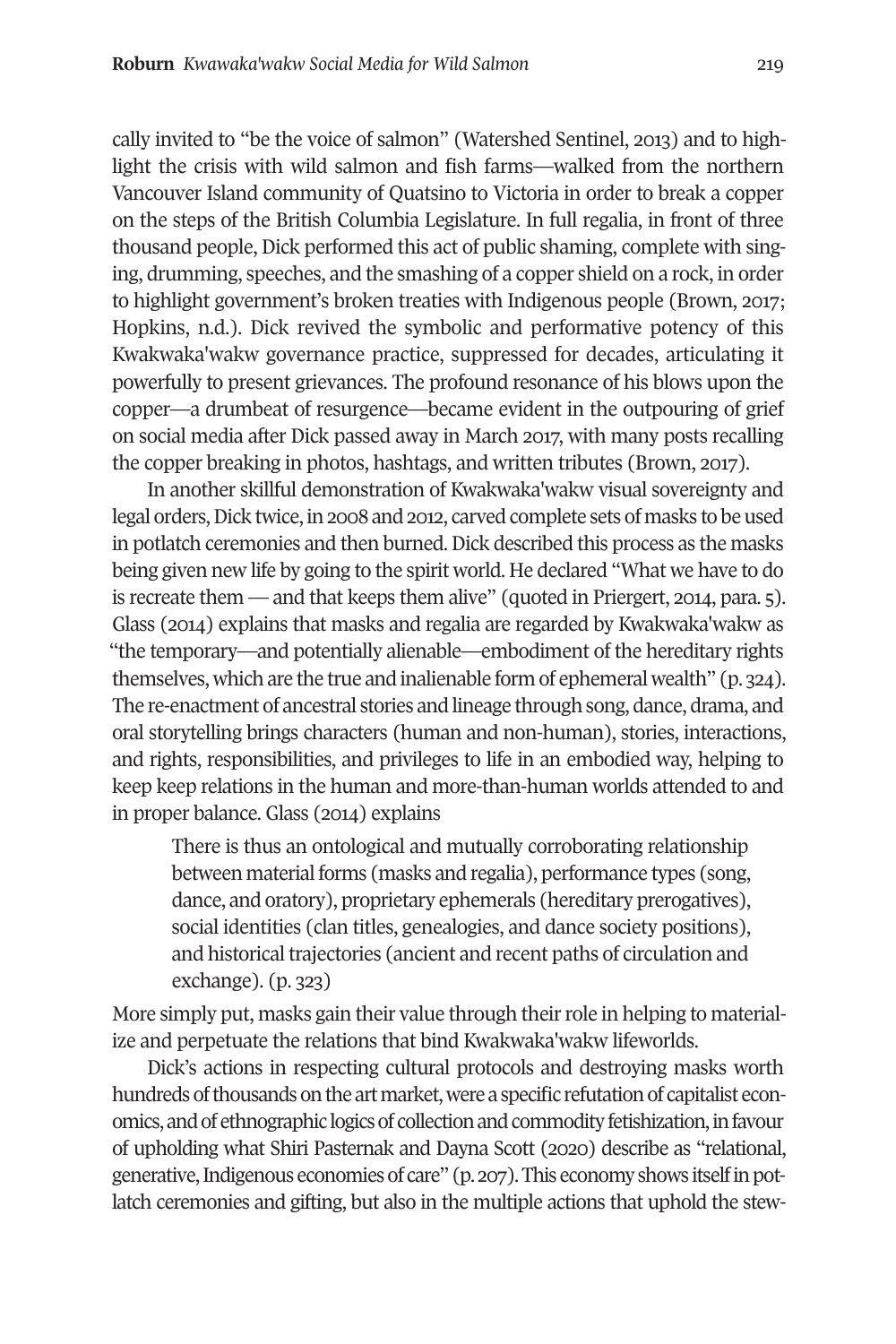cally invited to "be the voice of salmon" (Watershed Sentinel, 2013) and to highlight the crisis with wild salmon and fish farms—walked from the northern Vancouver Island community of Quatsino to Victoria in order to break a copper on the steps of the British Columbia Legislature. In full regalia, in front of three thousand people, Dick performed this act of public shaming, complete with singing, drumming, speeches, and the smashing of a copper shield on a rock, in order to highlight government's broken treaties with Indigenous people (Brown, 2017; Hopkins, n.d.). Dick revived the symbolic and performative potency of this Kwakwaka'wakw governance practice, suppressed for decades, articulating it powerfully to present grievances. The profound resonance of his blows upon the copper—a drumbeat of resurgence—became evident in the outpouring of grief on social media after Dick passed away in March 2017, with many posts recalling the copper breaking in photos, hashtags, and written tributes (Brown, 2017).

In another skillful demonstration of Kwakwaka'wakw visual sovereignty and legal orders, Dick twice, in 2008 and 2012, carved complete sets of masks to be used in potlatch ceremonies and then burned. Dick described this process as the masks being given new life by going to the spirit world. He declared "What we have to do is recreate them — and that keeps them alive" (quoted in Priergert, 2014, para. 5). Glass (2014) explains that masks and regalia are regarded by Kwakwaka'wakw as "the temporary—and potentially alienable—embodiment of the hereditary rights themselves, which are the true and inalienable form of ephemeral wealth" (p. 324). The re-enactment of ancestral stories and lineage through song, dance, drama, and oral storytelling brings characters (human and non-human), stories, interactions, and rights, responsibilities, and privileges to life in an embodied way, helping to keep keep relations in the human and more-than-human worlds attended to and in proper balance. Glass (2014) explains

> There is thus an ontological and mutually corroborating relationship between material forms (masks and regalia), performance types (song, dance, and oratory), proprietary ephemerals (hereditary prerogatives), social identities (clan titles, genealogies, and dance society positions), and historical trajectories (ancient and recent paths of circulation and exchange). (p. 323)

More simply put, masks gain their value through their role in helping to materialize and perpetuate the relations that bind Kwakwaka'wakw lifeworlds.

Dick's actions in respecting cultural protocols and destroying masks worth hundreds of thousands on the art market, were a specific refutation of capitalist economics, and of ethnographic logics of collection and commodity fetishization, in favour of upholding what Shiri Pasternak and Dayna Scott (2020) describe as "relational, generative, Indigenous economies of care" (p. 207). This economy shows itself in potlatch ceremonies and gifting, but also in the multiple actions that uphold the stew-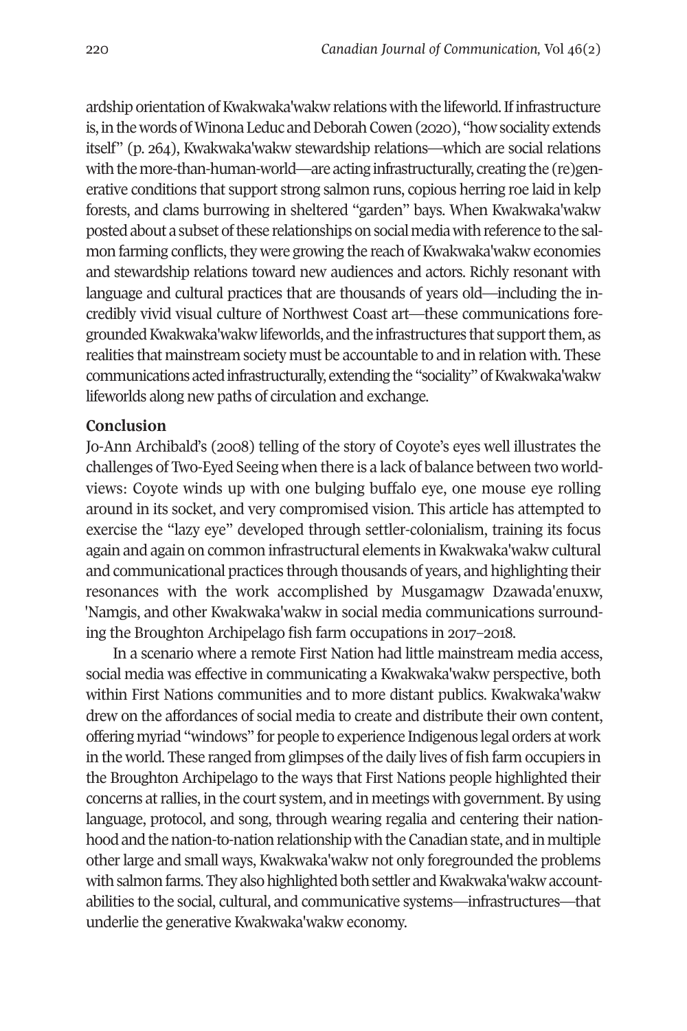ardship orientation of Kwakwaka'wakw relations with the lifeworld. If infrastructure is, in the words of Winona Leduc and Deborah Cowen (2020), "how sociality extends itself" (p. 264), Kwakwaka'wakw stewardship relations—which are social relations with the more-than-human-world—are acting infrastructurally, creating the (re)generative conditions that support strong salmon runs, copious herring roe laid in kelp forests, and clams burrowing in sheltered "garden" bays. When Kwakwaka'wakw posted about a subset of these relationships on social media with reference to the salmon farming conflicts, they were growing the reach of Kwakwaka'wakw economies and stewardship relations toward new audiences and actors. Richly resonant with language and cultural practices that are thousands of years old—including the incredibly vivid visual culture of Northwest Coast art—these communications foregrounded Kwakwaka'wakw lifeworlds, and the infrastructures that support them, as realities that mainstream society must be accountable to and in relation with. These communications acted infrastructurally, extending the "sociality" of Kwakwaka'wakw lifeworlds along new paths of circulation and exchange.

## Conclusion

Jo-Ann Archibald's (2008) telling of the story of Coyote's eyes well illustrates the challenges of Two-Eyed Seeing when there is a lack of balance between two worldviews: Coyote winds up with one bulging buffalo eye, one mouse eye rolling around in its socket, and very compromised vision. This article has attempted to exercise the "lazy eye" developed through settler-colonialism, training its focus again and again on common infrastructural elements in Kwakwaka'wakw cultural and communicational practices through thousands of years, and highlighting their resonances with the work accomplished by Musgamagw Dzawada'enuxw, 'Namgis, and other Kwakwaka'wakw in social media communications surrounding the Broughton Archipelago fish farm occupations in 2017–2018.

In a scenario where a remote First Nation had little mainstream media access, social media was effective in communicating a Kwakwaka'wakw perspective, both within First Nations communities and to more distant publics. Kwakwaka'wakw drew on the affordances of social media to create and distribute their own content, offering myriad "windows" for people to experience Indigenous legal orders at work in the world. These ranged from glimpses of the daily lives of fish farm occupiers in the Broughton Archipelago to the ways that First Nations people highlighted their concerns at rallies, in the court system, and in meetings with government. By using language, protocol, and song, through wearing regalia and centering their nationhood and the nation-to-nation relationship with the Canadian state, and in multiple other large and small ways, Kwakwaka'wakw not only foregrounded the problems with salmon farms. They also highlighted both settler and Kwakwaka'wakw accountabilities to the social, cultural, and communicative systems—infrastructures—that underlie the generative Kwakwaka'wakw economy.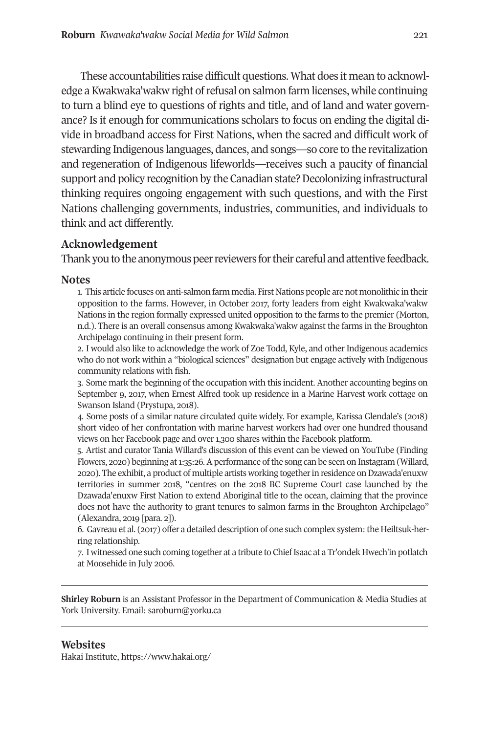These accountabilities raise difficult questions. What does it mean to acknowledge a Kwakwaka'wakw right of refusal on salmon farm licenses, while continuing to turn a blind eye to questions of rights and title, and of land and water governance? Is it enough for communications scholars to focus on ending the digital divide in broadband access for First Nations, when the sacred and difficult work of stewarding Indigenous languages, dances, and songs—so core to the revitalization and regeneration of Indigenous lifeworlds—receives such a paucity of financial support and policy recognition by the Canadian state? Decolonizing infrastructural thinking requires ongoing engagement with such questions, and with the First Nations challenging governments, industries, communities, and individuals to think and act differently.

## Acknowledgement

Thank you to the anonymous peer reviewers for their careful and attentive feedback.

## Notes

1. This article focuses on anti-salmon farm media. First Nations people are not monolithic in their opposition to the farms. However, in October 2017, forty leaders from eight Kwakwaka'wakw Nations in the region formally expressed united opposition to the farms to the premier (Morton, n.d.). There is an overall consensus among Kwakwaka'wakw against the farms in the Broughton Archipelago continuing in their present form.
2. I would also like to acknowledge the work of Zoe Todd, Kyle, and other Indigenous academics who do not work within a "biological sciences" designation but engage actively with Indigenous community relations with fish.
3. Some mark the beginning of the occupation with this incident. Another accounting begins on September 9, 2017, when Ernest Alfred took up residence in a Marine Harvest work cottage on Swanson Island (Prystupa, 2018).
4. Some posts of a similar nature circulated quite widely. For example, Karissa Glendale's (2018) short video of her confrontation with marine harvest workers had over one hundred thousand views on her Facebook page and over 1,300 shares within the Facebook platform.
5. Artist and curator Tania Willard's discussion of this event can be viewed on YouTube (Finding Flowers, 2020) beginning at 1:35:26. A performance of the song can be seen on Instagram (Willard, 2020). The exhibit, a product of multiple artists working together in residence on Dzawada'enuxw territories in summer 2018, "centres on the 2018 BC Supreme Court case launched by the Dzawada'enuxw First Nation to extend Aboriginal title to the ocean, claiming that the province does not have the authority to grant tenures to salmon farms in the Broughton Archipelago" (Alexandra, 2019 [para. 2]).
6. Gavreau et al. (2017) offer a detailed description of one such complex system: the Heiltsuk-herring relationship.
7. I witnessed one such coming together at a tribute to Chief Isaac at a Tr'ondek Hwech'in potlatch at Moosehide in July 2006.

---

**Shirley Roburn** is an Assistant Professor in the Department of Communication & Media Studies at York University. Email: saroburn@yorku.ca

---

## Websites

Hakai Institute, https://www.hakai.org/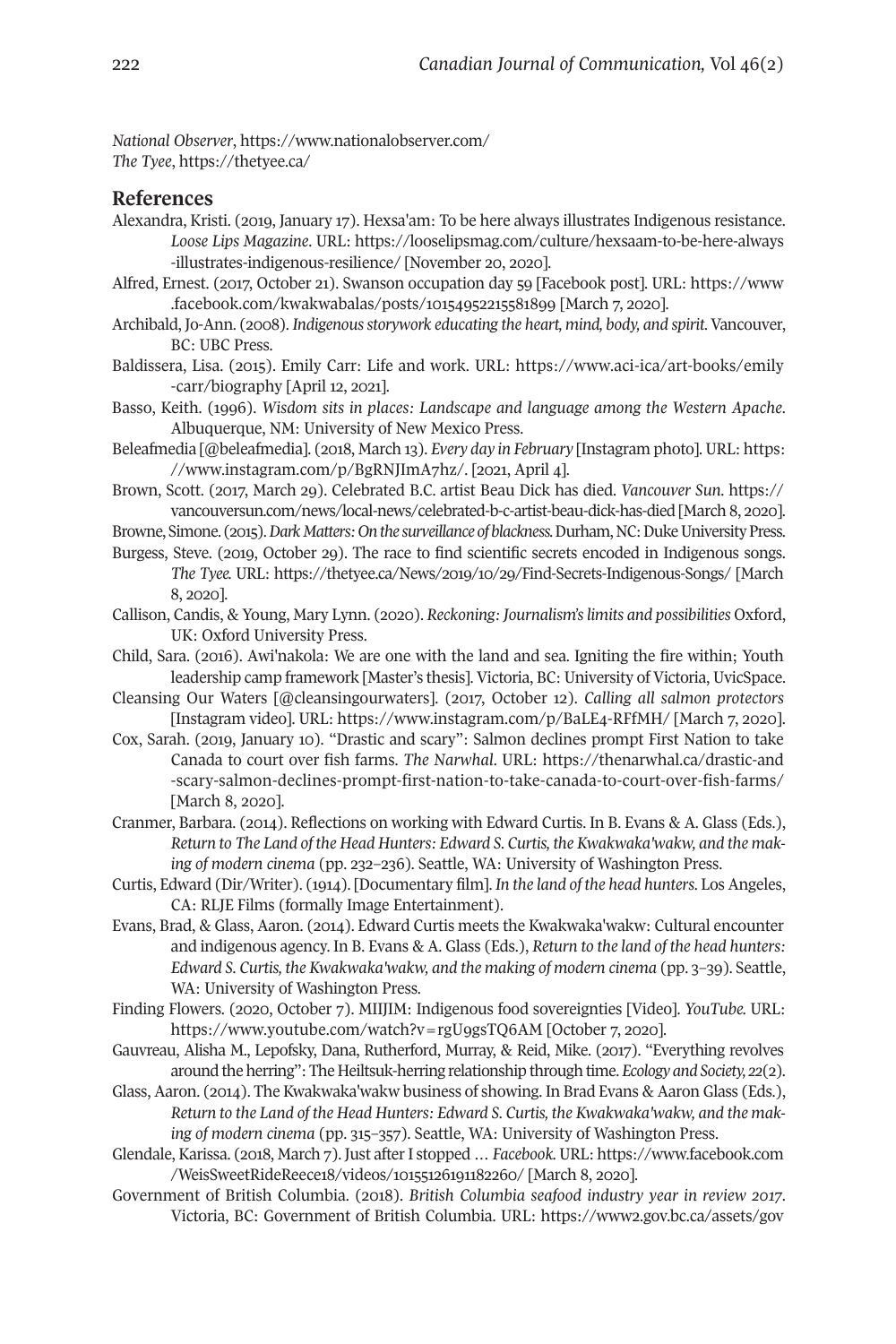*National Observer*, https://www.nationalobserver.com/
*The Tyee*, https://thetyee.ca/

## References

Alexandra, Kristi. (2019, January 17). Hexsa'am: To be here always illustrates Indigenous resistance. *Loose Lips Magazine*. URL: https://looselipsmag.com/culture/hexsaam-to-be-here-always-illustrates-indigenous-resilience/ [November 20, 2020].

Alfred, Ernest. (2017, October 21). Swanson occupation day 59 [Facebook post]. URL: https://www.facebook.com/kwakwabalas/posts/10154952215581899 [March 7, 2020].

Archibald, Jo-Ann. (2008). *Indigenous storywork educating the heart, mind, body, and spirit*. Vancouver, BC: UBC Press.

Baldissera, Lisa. (2015). Emily Carr: Life and work. URL: https://www.aci-ica/art-books/emily-carr/biography [April 12, 2021].

Basso, Keith. (1996). *Wisdom sits in places: Landscape and language among the Western Apache*. Albuquerque, NM: University of New Mexico Press.

Beleafmedia [@beleafmedia]. (2018, March 13). *Every day in February* [Instagram photo]. URL: https://www.instagram.com/p/BgRNJImA7hz/. [2021, April 4].

Brown, Scott. (2017, March 29). Celebrated B.C. artist Beau Dick has died. *Vancouver Sun*. https://vancouversun.com/news/local-news/celebrated-b-c-artist-beau-dick-has-died [March 8, 2020].

Browne, Simone. (2015). *Dark Matters: On the surveillance of blackness*. Durham, NC: Duke University Press.

Burgess, Steve. (2019, October 29). The race to find scientific secrets encoded in Indigenous songs. *The Tyee*. URL: https://thetyee.ca/News/2019/10/29/Find-Secrets-Indigenous-Songs/ [March 8, 2020].

Callison, Candis, & Young, Mary Lynn. (2020). *Reckoning: Journalism's limits and possibilities* Oxford, UK: Oxford University Press.

Child, Sara. (2016). Awi'nakola: We are one with the land and sea. Igniting the fire within; Youth leadership camp framework [Master's thesis]. Victoria, BC: University of Victoria, UvicSpace.

Cleansing Our Waters [@cleansingourwaters]. (2017, October 12). *Calling all salmon protectors* [Instagram video]. URL: https://www.instagram.com/p/BaLE4-RFfMH/ [March 7, 2020].

Cox, Sarah. (2019, January 10). "Drastic and scary": Salmon declines prompt First Nation to take Canada to court over fish farms. *The Narwhal*. URL: https://thenarwhal.ca/drastic-and-scary-salmon-declines-prompt-first-nation-to-take-canada-to-court-over-fish-farms/ [March 8, 2020].

Cranmer, Barbara. (2014). Reflections on working with Edward Curtis. In B. Evans & A. Glass (Eds.), *Return to The Land of the Head Hunters: Edward S. Curtis, the Kwakwaka'wakw, and the making of modern cinema* (pp. 232–236). Seattle, WA: University of Washington Press.

Curtis, Edward (Dir/Writer). (1914). [Documentary film]. *In the land of the head hunters*. Los Angeles, CA: RLJE Films (formally Image Entertainment).

Evans, Brad, & Glass, Aaron. (2014). Edward Curtis meets the Kwakwaka'wakw: Cultural encounter and indigenous agency. In B. Evans & A. Glass (Eds.), *Return to the land of the head hunters: Edward S. Curtis, the Kwakwaka'wakw, and the making of modern cinema* (pp. 3–39). Seattle, WA: University of Washington Press.

Finding Flowers. (2020, October 7). MIIJIM: Indigenous food sovereignties [Video]. *YouTube*. URL: https://www.youtube.com/watch?v=rgU9gsTQ6AM [October 7, 2020].

Gauvreau, Alisha M., Lepofsky, Dana, Rutherford, Murray, & Reid, Mike. (2017). "Everything revolves around the herring": The Heiltsuk-herring relationship through time. *Ecology and Society, 22*(2).

Glass, Aaron. (2014). The Kwakwaka'wakw business of showing. In Brad Evans & Aaron Glass (Eds.), *Return to the Land of the Head Hunters: Edward S. Curtis, the Kwakwaka'wakw, and the making of modern cinema* (pp. 315–357). Seattle, WA: University of Washington Press.

Glendale, Karissa. (2018, March 7). Just after I stopped … *Facebook*. URL: https://www.facebook.com/WeisSweetRideReece18/videos/10155126191182260/ [March 8, 2020].

Government of British Columbia. (2018). *British Columbia seafood industry year in review 2017*. Victoria, BC: Government of British Columbia. URL: https://www2.gov.bc.ca/assets/gov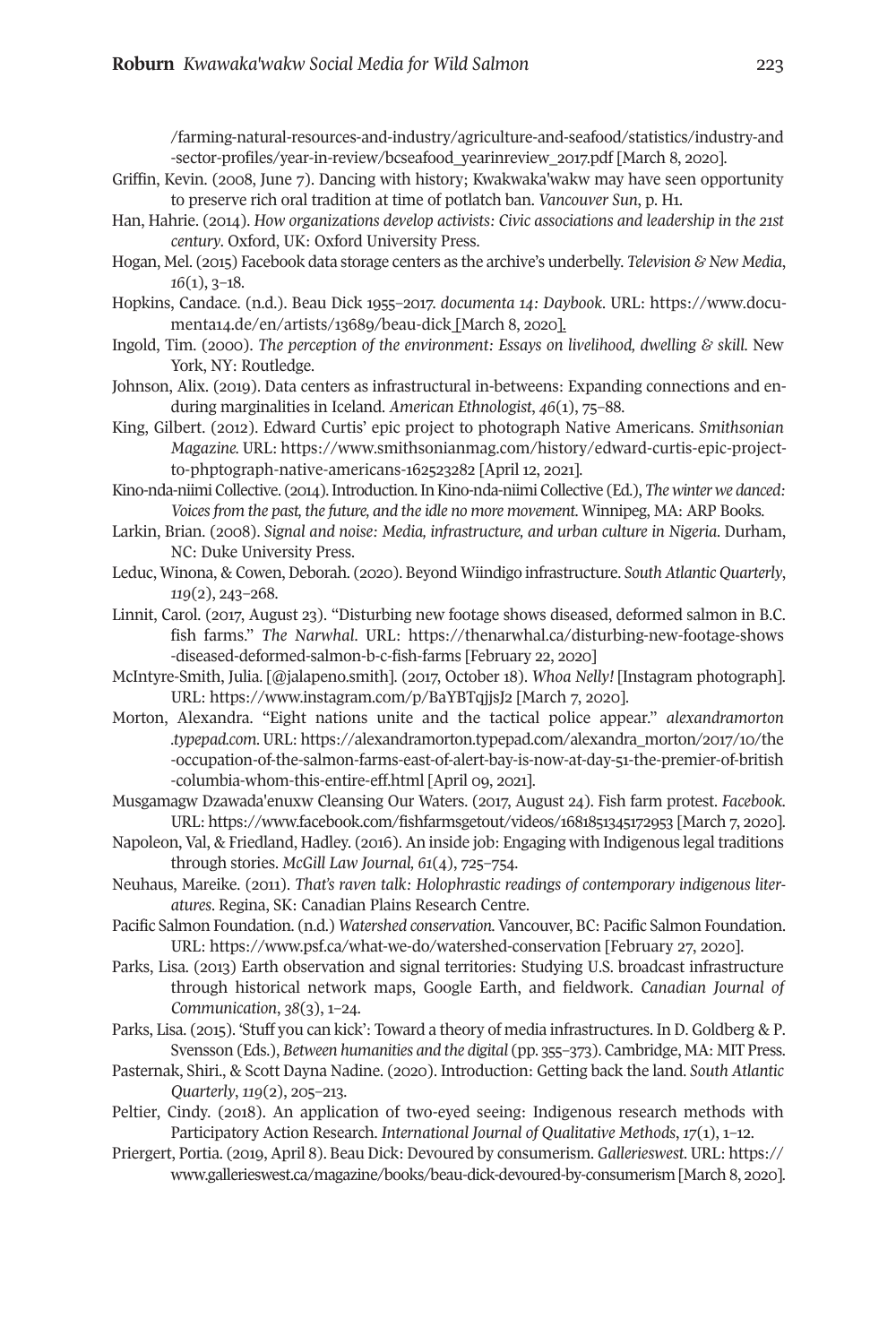/farming-natural-resources-and-industry/agriculture-and-seafood/statistics/industry-and-sector-profiles/year-in-review/bcseafood_yearinreview_2017.pdf [March 8, 2020].

Griffin, Kevin. (2008, June 7). Dancing with history; Kwakwaka'wakw may have seen opportunity to preserve rich oral tradition at time of potlatch ban. *Vancouver Sun*, p. H1.

Han, Hahrie. (2014). *How organizations develop activists: Civic associations and leadership in the 21st century*. Oxford, UK: Oxford University Press.

Hogan, Mel. (2015) Facebook data storage centers as the archive's underbelly. *Television & New Media*, *16*(1), 3–18.

Hopkins, Candace. (n.d.). Beau Dick 1955–2017. *documenta 14: Daybook*. URL: https://www.documenta14.de/en/artists/13689/beau-dick [March 8, 2020].

Ingold, Tim. (2000). *The perception of the environment: Essays on livelihood, dwelling & skill.* New York, NY: Routledge.

Johnson, Alix. (2019). Data centers as infrastructural in-betweens: Expanding connections and enduring marginalities in Iceland. *American Ethnologist*, *46*(1), 75–88.

King, Gilbert. (2012). Edward Curtis' epic project to photograph Native Americans. *Smithsonian Magazine.* URL: https://www.smithsonianmag.com/history/edward-curtis-epic-project-to-phptograph-native-americans-162523282 [April 12, 2021].

Kino-nda-niimi Collective. (2014). Introduction. In Kino-nda-niimi Collective (Ed.), *The winter we danced: Voices from the past, the future, and the idle no more movement.* Winnipeg, MA: ARP Books.

Larkin, Brian. (2008). *Signal and noise: Media, infrastructure, and urban culture in Nigeria.* Durham, NC: Duke University Press.

Leduc, Winona, & Cowen, Deborah. (2020). Beyond Wiindigo infrastructure. *South Atlantic Quarterly*, *119*(2), 243–268.

Linnit, Carol. (2017, August 23). "Disturbing new footage shows diseased, deformed salmon in B.C. fish farms." *The Narwhal.* URL: https://thenarwhal.ca/disturbing-new-footage-shows-diseased-deformed-salmon-b-c-fish-farms [February 22, 2020]

McIntyre-Smith, Julia. [@jalapeno.smith]. (2017, October 18). *Whoa Nelly!* [Instagram photograph]. URL: https://www.instagram.com/p/BaYBTqjjsJ2 [March 7, 2020].

Morton, Alexandra. "Eight nations unite and the tactical police appear." *alexandramorton.typepad.com*. URL: https://alexandramorton.typepad.com/alexandra_morton/2017/10/the-occupation-of-the-salmon-farms-east-of-alert-bay-is-now-at-day-51-the-premier-of-british-columbia-whom-this-entire-eff.html [April 09, 2021].

Musgamagw Dzawada'enuxw Cleansing Our Waters. (2017, August 24). Fish farm protest. *Facebook*. URL: https://www.facebook.com/fishfarmsgetout/videos/1681851345172953 [March 7, 2020].

Napoleon, Val, & Friedland, Hadley. (2016). An inside job: Engaging with Indigenous legal traditions through stories. *McGill Law Journal, 61*(4), 725–754.

Neuhaus, Mareike. (2011). *That's raven talk: Holophrastic readings of contemporary indigenous literatures*. Regina, SK: Canadian Plains Research Centre.

Pacific Salmon Foundation. (n.d.) *Watershed conservation.* Vancouver, BC: Pacific Salmon Foundation. URL: https://www.psf.ca/what-we-do/watershed-conservation [February 27, 2020].

Parks, Lisa. (2013) Earth observation and signal territories: Studying U.S. broadcast infrastructure through historical network maps, Google Earth, and fieldwork. *Canadian Journal of Communication*, *38*(3), 1–24.

Parks, Lisa. (2015). 'Stuff you can kick': Toward a theory of media infrastructures. In D. Goldberg & P. Svensson (Eds.), *Between humanities and the digital* (pp. 355–373). Cambridge, MA: MIT Press.

Pasternak, Shiri., & Scott Dayna Nadine. (2020). Introduction: Getting back the land. *South Atlantic Quarterly*, *119*(2), 205–213.

Peltier, Cindy. (2018). An application of two-eyed seeing: Indigenous research methods with Participatory Action Research. *International Journal of Qualitative Methods*, *17*(1), 1–12.

Priergert, Portia. (2019, April 8). Beau Dick: Devoured by consumerism. *Gallerieswest*. URL: https://www.gallerieswest.ca/magazine/books/beau-dick-devoured-by-consumerism [March 8, 2020].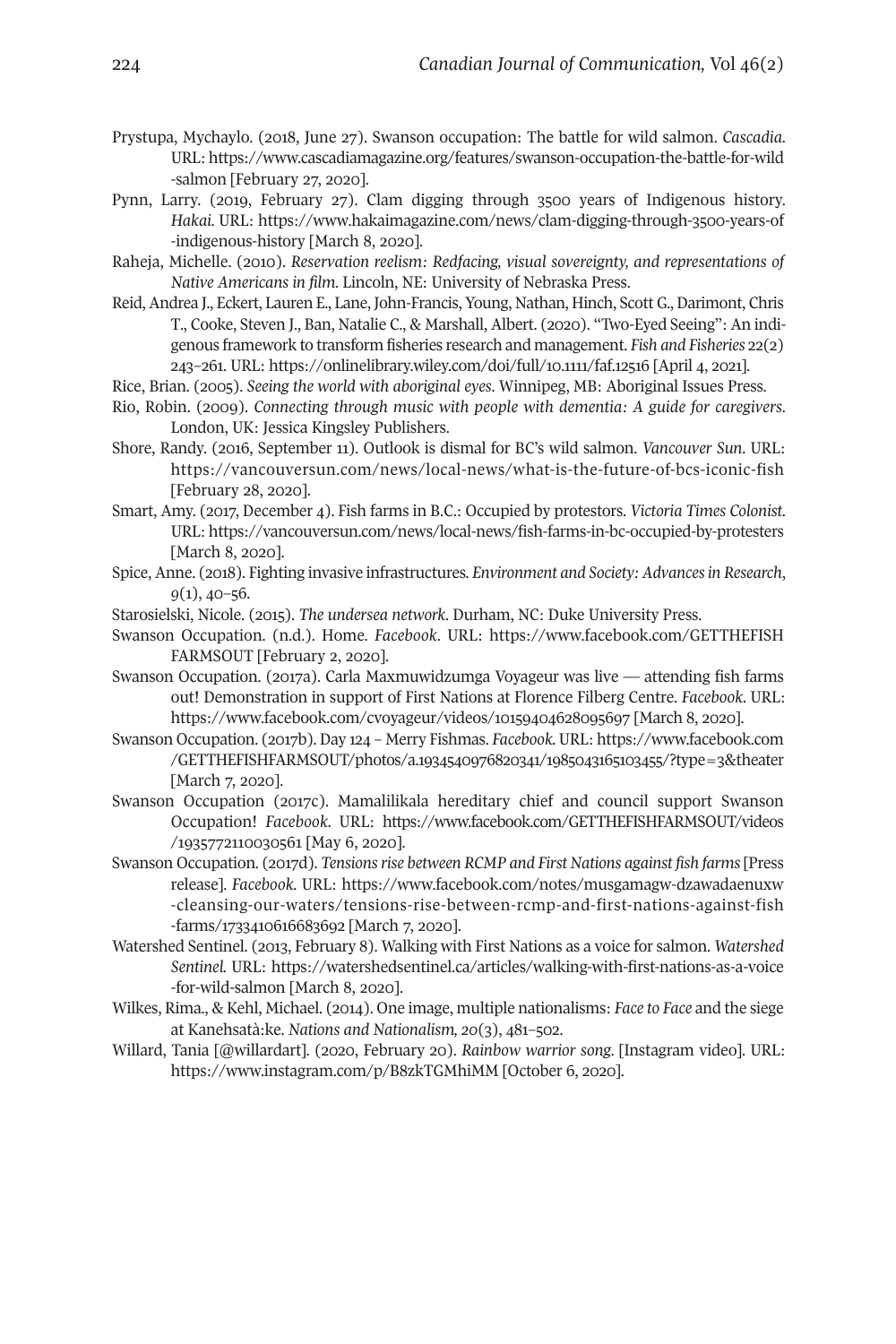Prystupa, Mychaylo. (2018, June 27). Swanson occupation: The battle for wild salmon. *Cascadia*. URL: https://www.cascadiamagazine.org/features/swanson-occupation-the-battle-for-wild-salmon [February 27, 2020].

Pynn, Larry. (2019, February 27). Clam digging through 3500 years of Indigenous history. *Hakai*. URL: https://www.hakaimagazine.com/news/clam-digging-through-3500-years-of-indigenous-history [March 8, 2020].

Raheja, Michelle. (2010). *Reservation reelism: Redfacing, visual sovereignty, and representations of Native Americans in film*. Lincoln, NE: University of Nebraska Press.

Reid, Andrea J., Eckert, Lauren E., Lane, John-Francis, Young, Nathan, Hinch, Scott G., Darimont, Chris T., Cooke, Steven J., Ban, Natalie C., & Marshall, Albert. (2020). "Two-Eyed Seeing": An indigenous framework to transform fisheries research and management. *Fish and Fisheries* 22(2) 243–261. URL: https://onlinelibrary.wiley.com/doi/full/10.1111/faf.12516 [April 4, 2021].

Rice, Brian. (2005). *Seeing the world with aboriginal eyes*. Winnipeg, MB: Aboriginal Issues Press.

Rio, Robin. (2009). *Connecting through music with people with dementia: A guide for caregivers*. London, UK: Jessica Kingsley Publishers.

Shore, Randy. (2016, September 11). Outlook is dismal for BC's wild salmon. *Vancouver Sun*. URL: https://vancouversun.com/news/local-news/what-is-the-future-of-bcs-iconic-fish [February 28, 2020].

Smart, Amy. (2017, December 4). Fish farms in B.C.: Occupied by protestors. *Victoria Times Colonist*. URL: https://vancouversun.com/news/local-news/fish-farms-in-bc-occupied-by-protesters [March 8, 2020].

Spice, Anne. (2018). Fighting invasive infrastructures. *Environment and Society: Advances in Research*, 9(1), 40–56.

Starosielski, Nicole. (2015). *The undersea network*. Durham, NC: Duke University Press.

Swanson Occupation. (n.d.). Home. *Facebook*. URL: https://www.facebook.com/GETTHEFISHFARMSOUT [February 2, 2020].

Swanson Occupation. (2017a). Carla Maxmuwidzumga Voyageur was live — attending fish farms out! Demonstration in support of First Nations at Florence Filberg Centre. *Facebook*. URL: https://www.facebook.com/cvoyageur/videos/10159404628095697 [March 8, 2020].

Swanson Occupation. (2017b). Day 124 – Merry Fishmas. *Facebook*. URL: https://www.facebook.com/GETTHEFISHFARMSOUT/photos/a.1934540976820341/1985043165103455/?type=3&theater [March 7, 2020].

Swanson Occupation (2017c). Mamalilikala hereditary chief and council support Swanson Occupation! *Facebook*. URL: https://www.facebook.com/GETTHEFISHFARMSOUT/videos/1935772110030561 [May 6, 2020].

Swanson Occupation. (2017d). *Tensions rise between RCMP and First Nations against fish farms* [Press release]. *Facebook*. URL: https://www.facebook.com/notes/musgamagw-dzawadaenuxw-cleansing-our-waters/tensions-rise-between-rcmp-and-first-nations-against-fish-farms/1733410616683692 [March 7, 2020].

Watershed Sentinel. (2013, February 8). Walking with First Nations as a voice for salmon. *Watershed Sentinel*. URL: https://watershedsentinel.ca/articles/walking-with-first-nations-as-a-voice-for-wild-salmon [March 8, 2020].

Wilkes, Rima., & Kehl, Michael. (2014). One image, multiple nationalisms: *Face to Face* and the siege at Kanehsatà:ke. *Nations and Nationalism, 20*(3), 481–502.

Willard, Tania [@willardart]. (2020, February 20). *Rainbow warrior song*. [Instagram video]. URL: https://www.instagram.com/p/B8zkTGMhiMM [October 6, 2020].